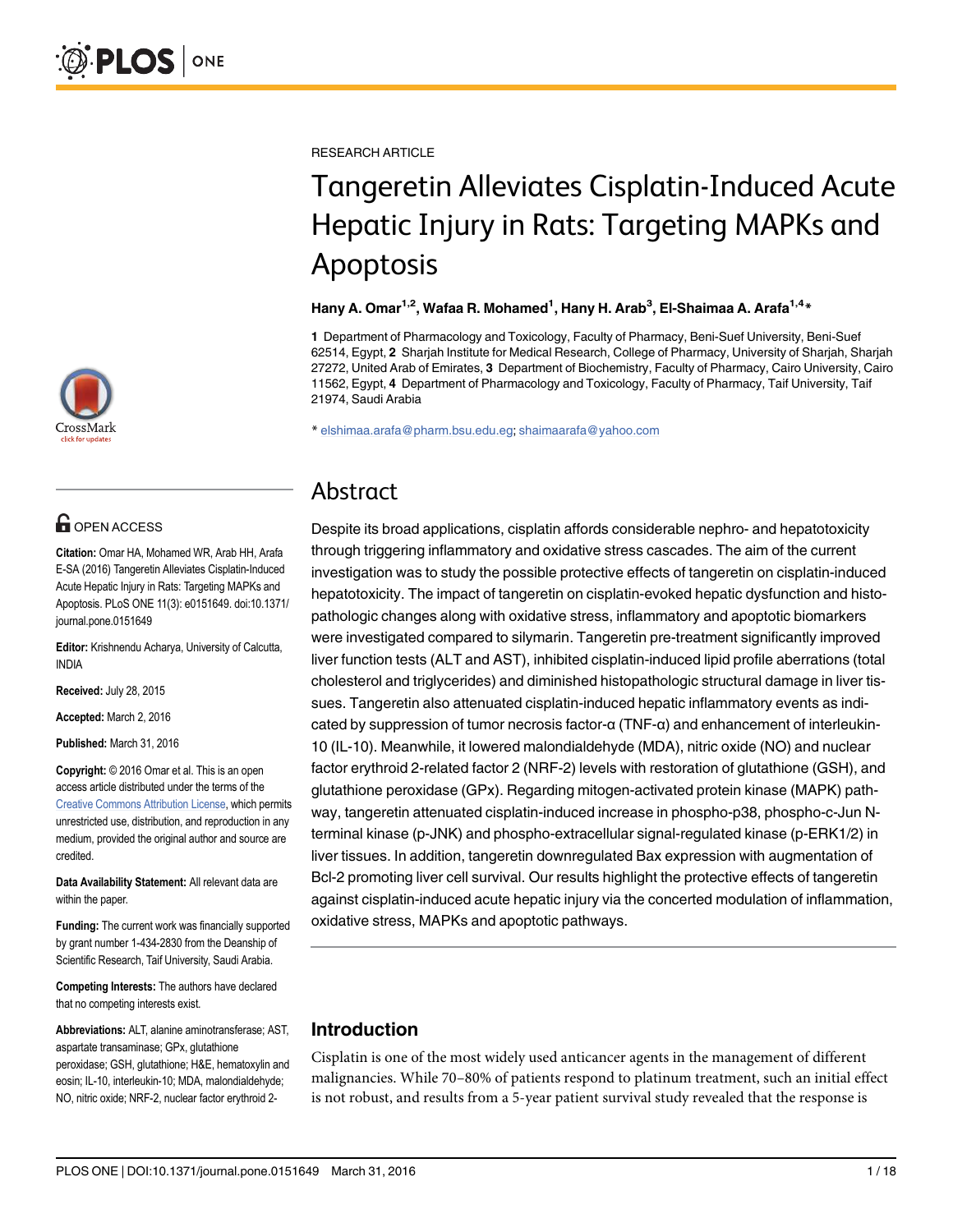RESEARCH ARTICLE

# Tangeretin Alleviates Cisplatin-Induced Acute Hepatic Injury in Rats: Targeting MAPKs and Apoptosis

**Hany A. Omar[1,2], Wafaa R. Mohamed[1], Hany H. Arab[3], El-Shaimaa A. Arafa[1,4]***

**1** Department of Pharmacology and Toxicology, Faculty of Pharmacy, Beni-Suef University, Beni-Suef 62514, Egypt, **2** Sharjah Institute for Medical Research, College of Pharmacy, University of Sharjah, Sharjah 27272, United Arab of Emirates, **3** Department of Biochemistry, Faculty of Pharmacy, Cairo University, Cairo 11562, Egypt, **4** Department of Pharmacology and Toxicology, Faculty of Pharmacy, Taif University, Taif 21974, Saudi Arabia

* elshimaa.arafa@pharm.bsu.edu.eg; shaimaarafa@yahoo.com

OPEN ACCESS

**Citation:** Omar HA, Mohamed WR, Arab HH, Arafa E-SA (2016) Tangeretin Alleviates Cisplatin-Induced Acute Hepatic Injury in Rats: Targeting MAPKs and Apoptosis. PLoS ONE 11(3): e0151649. doi:10.1371/journal.pone.0151649

**Editor:** Krishnendu Acharya, University of Calcutta, INDIA

**Received:** July 28, 2015

**Accepted:** March 2, 2016

**Published:** March 31, 2016

**Copyright:** © 2016 Omar et al. This is an open access article distributed under the terms of the Creative Commons Attribution License, which permits unrestricted use, distribution, and reproduction in any medium, provided the original author and source are credited.

**Data Availability Statement:** All relevant data are within the paper.

**Funding:** The current work was financially supported by grant number 1-434-2830 from the Deanship of Scientific Research, Taif University, Saudi Arabia.

**Competing Interests:** The authors have declared that no competing interests exist.

**Abbreviations:** ALT, alanine aminotransferase; AST, aspartate transaminase; GPx, glutathione peroxidase; GSH, glutathione; H&E, hematoxylin and eosin; IL-10, interleukin-10; MDA, malondialdehyde; NO, nitric oxide; NRF-2, nuclear factor erythroid 2-

## Abstract

Despite its broad applications, cisplatin affords considerable nephro- and hepatotoxicity through triggering inflammatory and oxidative stress cascades. The aim of the current investigation was to study the possible protective effects of tangeretin on cisplatin-induced hepatotoxicity. The impact of tangeretin on cisplatin-evoked hepatic dysfunction and histopathologic changes along with oxidative stress, inflammatory and apoptotic biomarkers were investigated compared to silymarin. Tangeretin pre-treatment significantly improved liver function tests (ALT and AST), inhibited cisplatin-induced lipid profile aberrations (total cholesterol and triglycerides) and diminished histopathologic structural damage in liver tissues. Tangeretin also attenuated cisplatin-induced hepatic inflammatory events as indicated by suppression of tumor necrosis factor-α (TNF-α) and enhancement of interleukin-10 (IL-10). Meanwhile, it lowered malondialdehyde (MDA), nitric oxide (NO) and nuclear factor erythroid 2-related factor 2 (NRF-2) levels with restoration of glutathione (GSH), and glutathione peroxidase (GPx). Regarding mitogen-activated protein kinase (MAPK) pathway, tangeretin attenuated cisplatin-induced increase in phospho-p38, phospho-c-Jun N-terminal kinase (p-JNK) and phospho-extracellular signal-regulated kinase (p-ERK1/2) in liver tissues. In addition, tangeretin downregulated Bax expression with augmentation of Bcl-2 promoting liver cell survival. Our results highlight the protective effects of tangeretin against cisplatin-induced acute hepatic injury via the concerted modulation of inflammation, oxidative stress, MAPKs and apoptotic pathways.

## Introduction

Cisplatin is one of the most widely used anticancer agents in the management of different malignancies. While 70–80% of patients respond to platinum treatment, such an initial effect is not robust, and results from a 5-year patient survival study revealed that the response is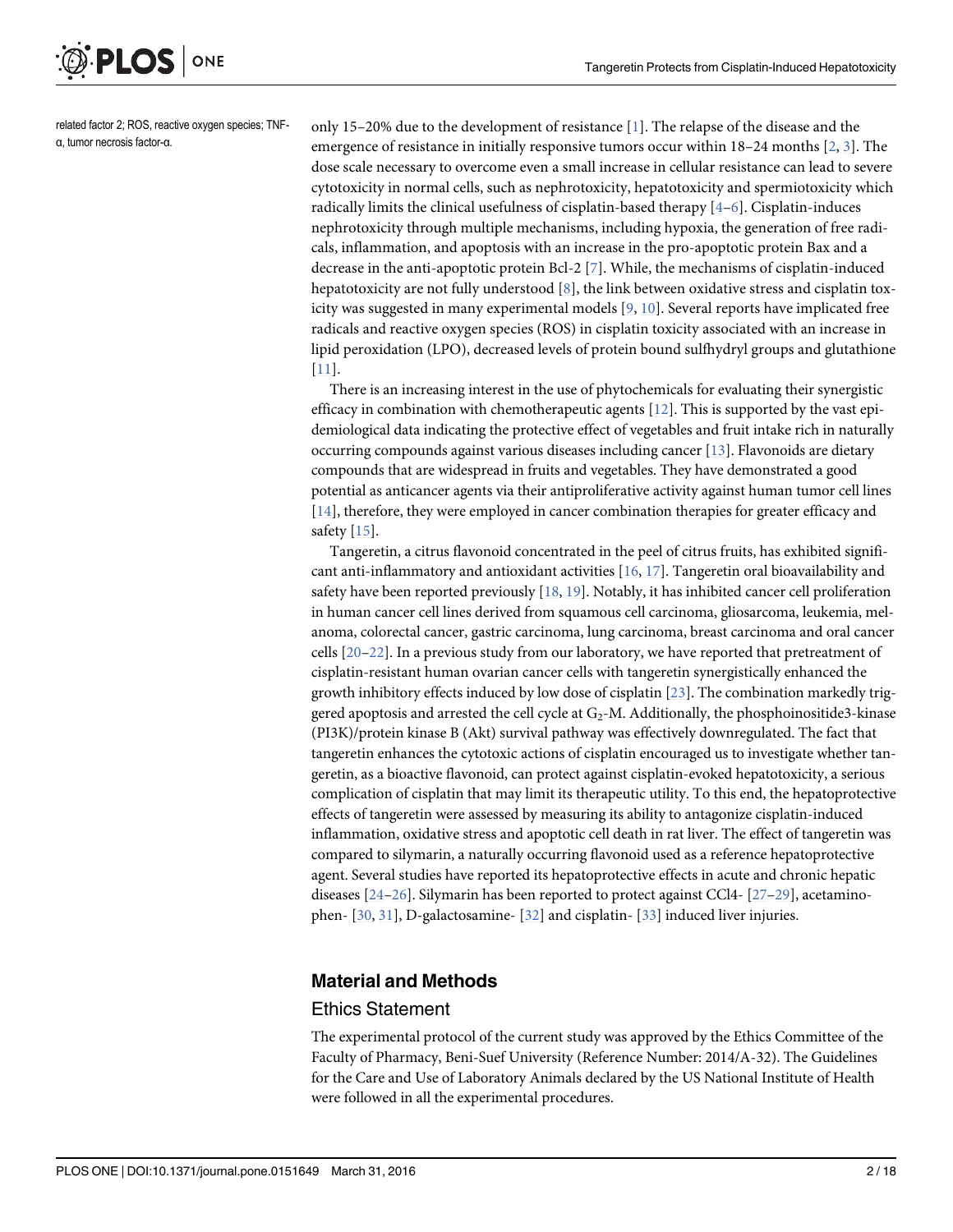related factor 2; ROS, reactive oxygen species; TNF-α, tumor necrosis factor-α.

only 15–20% due to the development of resistance [1]. The relapse of the disease and the emergence of resistance in initially responsive tumors occur within 18–24 months [2, 3]. The dose scale necessary to overcome even a small increase in cellular resistance can lead to severe cytotoxicity in normal cells, such as nephrotoxicity, hepatotoxicity and spermiotoxicity which radically limits the clinical usefulness of cisplatin-based therapy [4–6]. Cisplatin-induces nephrotoxicity through multiple mechanisms, including hypoxia, the generation of free radicals, inflammation, and apoptosis with an increase in the pro-apoptotic protein Bax and a decrease in the anti-apoptotic protein Bcl-2 [7]. While, the mechanisms of cisplatin-induced hepatotoxicity are not fully understood [8], the link between oxidative stress and cisplatin toxicity was suggested in many experimental models [9, 10]. Several reports have implicated free radicals and reactive oxygen species (ROS) in cisplatin toxicity associated with an increase in lipid peroxidation (LPO), decreased levels of protein bound sulfhydryl groups and glutathione [11].

There is an increasing interest in the use of phytochemicals for evaluating their synergistic efficacy in combination with chemotherapeutic agents [12]. This is supported by the vast epidemiological data indicating the protective effect of vegetables and fruit intake rich in naturally occurring compounds against various diseases including cancer [13]. Flavonoids are dietary compounds that are widespread in fruits and vegetables. They have demonstrated a good potential as anticancer agents via their antiproliferative activity against human tumor cell lines [14], therefore, they were employed in cancer combination therapies for greater efficacy and safety [15].

Tangeretin, a citrus flavonoid concentrated in the peel of citrus fruits, has exhibited significant anti-inflammatory and antioxidant activities [16, 17]. Tangeretin oral bioavailability and safety have been reported previously [18, 19]. Notably, it has inhibited cancer cell proliferation in human cancer cell lines derived from squamous cell carcinoma, gliosarcoma, leukemia, melanoma, colorectal cancer, gastric carcinoma, lung carcinoma, breast carcinoma and oral cancer cells [20–22]. In a previous study from our laboratory, we have reported that pretreatment of cisplatin-resistant human ovarian cancer cells with tangeretin synergistically enhanced the growth inhibitory effects induced by low dose of cisplatin [23]. The combination markedly triggered apoptosis and arrested the cell cycle at $G_2$-M. Additionally, the phosphoinositide3-kinase (PI3K)/protein kinase B (Akt) survival pathway was effectively downregulated. The fact that tangeretin enhances the cytotoxic actions of cisplatin encouraged us to investigate whether tangeretin, as a bioactive flavonoid, can protect against cisplatin-evoked hepatotoxicity, a serious complication of cisplatin that may limit its therapeutic utility. To this end, the hepatoprotective effects of tangeretin were assessed by measuring its ability to antagonize cisplatin-induced inflammation, oxidative stress and apoptotic cell death in rat liver. The effect of tangeretin was compared to silymarin, a naturally occurring flavonoid used as a reference hepatoprotective agent. Several studies have reported its hepatoprotective effects in acute and chronic hepatic diseases [24–26]. Silymarin has been reported to protect against CCl4- [27–29], acetaminophen- [30, 31], D-galactosamine- [32] and cisplatin- [33] induced liver injuries.

## Material and Methods

### Ethics Statement

The experimental protocol of the current study was approved by the Ethics Committee of the Faculty of Pharmacy, Beni-Suef University (Reference Number: 2014/A-32). The Guidelines for the Care and Use of Laboratory Animals declared by the US National Institute of Health were followed in all the experimental procedures.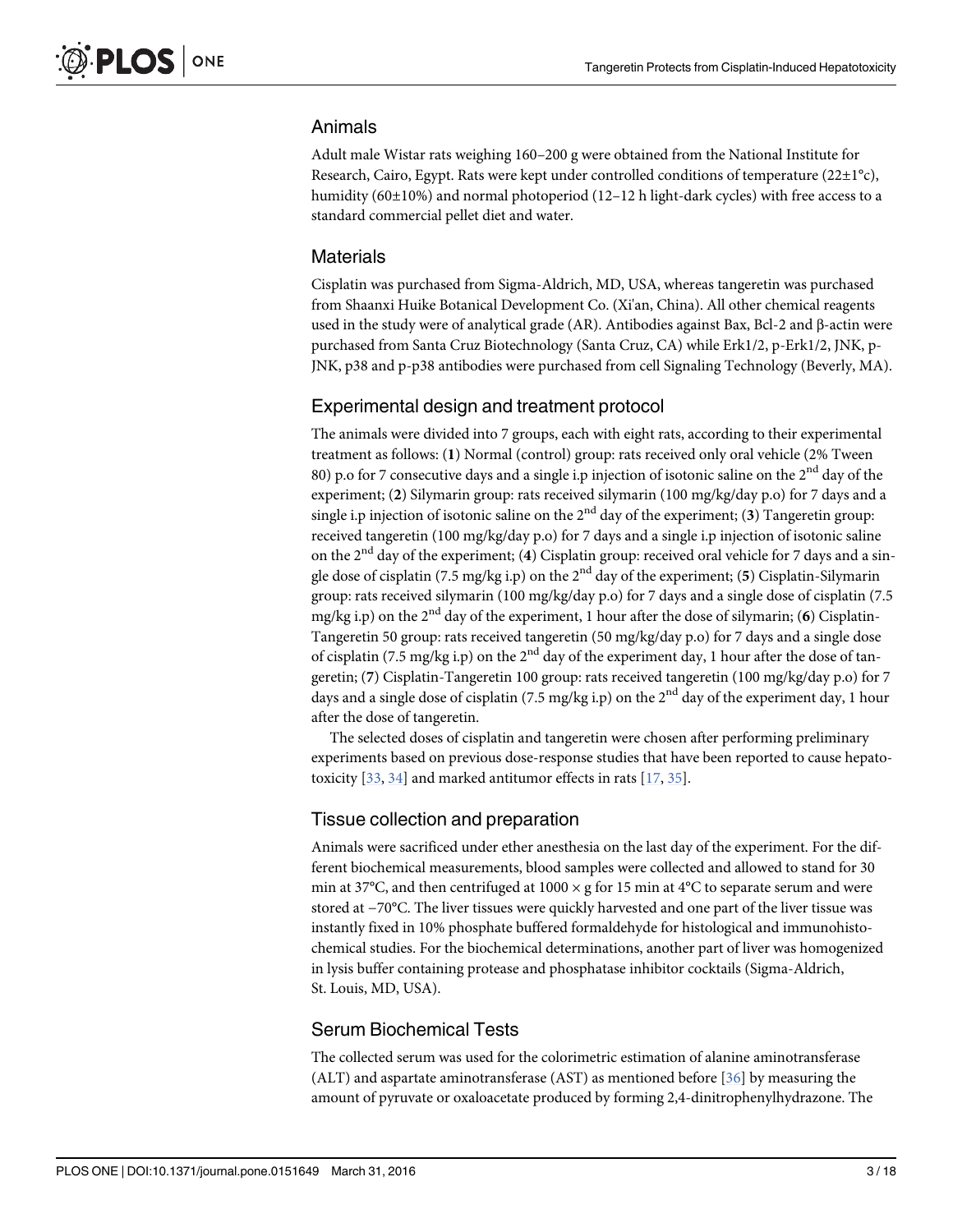## Animals

Adult male Wistar rats weighing 160–200 g were obtained from the National Institute for Research, Cairo, Egypt. Rats were kept under controlled conditions of temperature (22±1°c), humidity (60±10%) and normal photoperiod (12–12 h light-dark cycles) with free access to a standard commercial pellet diet and water.

## Materials

Cisplatin was purchased from Sigma-Aldrich, MD, USA, whereas tangeretin was purchased from Shaanxi Huike Botanical Development Co. (Xi'an, China). All other chemical reagents used in the study were of analytical grade (AR). Antibodies against Bax, Bcl-2 and β-actin were purchased from Santa Cruz Biotechnology (Santa Cruz, CA) while Erk1/2, p-Erk1/2, JNK, p-JNK, p38 and p-p38 antibodies were purchased from cell Signaling Technology (Beverly, MA).

## Experimental design and treatment protocol

The animals were divided into 7 groups, each with eight rats, according to their experimental treatment as follows: (**1**) Normal (control) group: rats received only oral vehicle (2% Tween 80) p.o for 7 consecutive days and a single i.p injection of isotonic saline on the 2$^{nd}$ day of the experiment; (**2**) Silymarin group: rats received silymarin (100 mg/kg/day p.o) for 7 days and a single i.p injection of isotonic saline on the 2$^{nd}$ day of the experiment; (**3**) Tangeretin group: received tangeretin (100 mg/kg/day p.o) for 7 days and a single i.p injection of isotonic saline on the 2$^{nd}$ day of the experiment; (**4**) Cisplatin group: received oral vehicle for 7 days and a single dose of cisplatin (7.5 mg/kg i.p) on the 2$^{nd}$ day of the experiment; (**5**) Cisplatin-Silymarin group: rats received silymarin (100 mg/kg/day p.o) for 7 days and a single dose of cisplatin (7.5 mg/kg i.p) on the 2$^{nd}$ day of the experiment, 1 hour after the dose of silymarin; (**6**) Cisplatin-Tangeretin 50 group: rats received tangeretin (50 mg/kg/day p.o) for 7 days and a single dose of cisplatin (7.5 mg/kg i.p) on the 2$^{nd}$ day of the experiment day, 1 hour after the dose of tangeretin; (**7**) Cisplatin-Tangeretin 100 group: rats received tangeretin (100 mg/kg/day p.o) for 7 days and a single dose of cisplatin (7.5 mg/kg i.p) on the 2$^{nd}$ day of the experiment day, 1 hour after the dose of tangeretin.

The selected doses of cisplatin and tangeretin were chosen after performing preliminary experiments based on previous dose-response studies that have been reported to cause hepatotoxicity [33, 34] and marked antitumor effects in rats [17, 35].

## Tissue collection and preparation

Animals were sacrificed under ether anesthesia on the last day of the experiment. For the different biochemical measurements, blood samples were collected and allowed to stand for 30 min at 37°C, and then centrifuged at 1000 × g for 15 min at 4°C to separate serum and were stored at −70°C. The liver tissues were quickly harvested and one part of the liver tissue was instantly fixed in 10% phosphate buffered formaldehyde for histological and immunohistochemical studies. For the biochemical determinations, another part of liver was homogenized in lysis buffer containing protease and phosphatase inhibitor cocktails (Sigma-Aldrich, St. Louis, MD, USA).

## Serum Biochemical Tests

The collected serum was used for the colorimetric estimation of alanine aminotransferase (ALT) and aspartate aminotransferase (AST) as mentioned before [36] by measuring the amount of pyruvate or oxaloacetate produced by forming 2,4-dinitrophenylhydrazone. The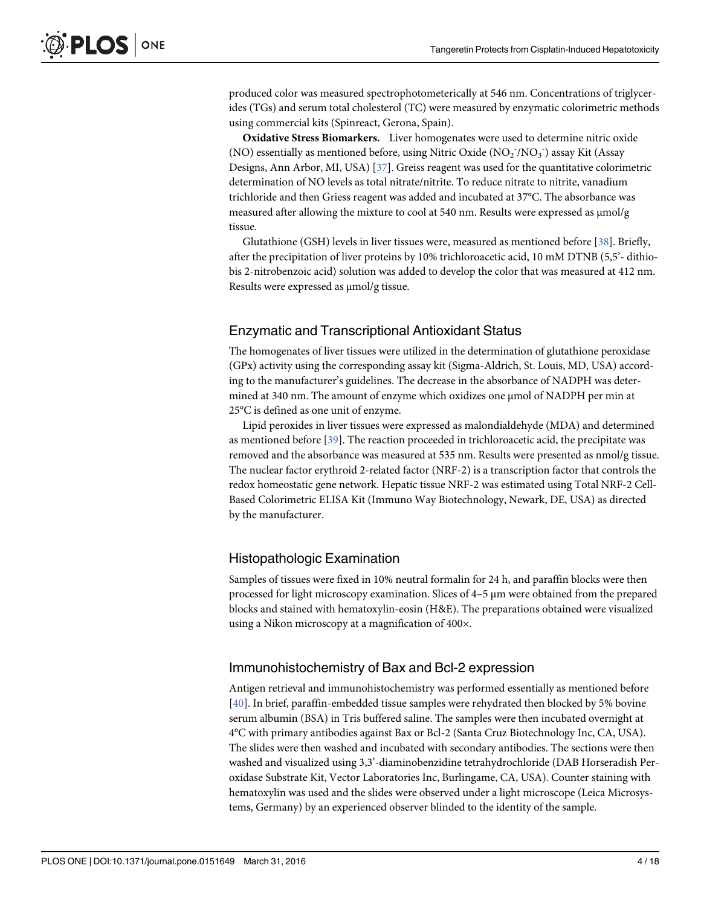produced color was measured spectrophotometerically at 546 nm. Concentrations of triglycerides (TGs) and serum total cholesterol (TC) were measured by enzymatic colorimetric methods using commercial kits (Spinreact, Gerona, Spain).

**Oxidative Stress Biomarkers.** Liver homogenates were used to determine nitric oxide (NO) essentially as mentioned before, using Nitric Oxide ($NO_2^-$/$NO_3^-$) assay Kit (Assay Designs, Ann Arbor, MI, USA) [37]. Greiss reagent was used for the quantitative colorimetric determination of NO levels as total nitrate/nitrite. To reduce nitrate to nitrite, vanadium trichloride and then Griess reagent was added and incubated at 37°C. The absorbance was measured after allowing the mixture to cool at 540 nm. Results were expressed as μmol/g tissue.

Glutathione (GSH) levels in liver tissues were, measured as mentioned before [38]. Briefly, after the precipitation of liver proteins by 10% trichloroacetic acid, 10 mM DTNB (5,5'- dithiobis 2-nitrobenzoic acid) solution was added to develop the color that was measured at 412 nm. Results were expressed as μmol/g tissue.

## Enzymatic and Transcriptional Antioxidant Status

The homogenates of liver tissues were utilized in the determination of glutathione peroxidase (GPx) activity using the corresponding assay kit (Sigma-Aldrich, St. Louis, MD, USA) according to the manufacturer's guidelines. The decrease in the absorbance of NADPH was determined at 340 nm. The amount of enzyme which oxidizes one μmol of NADPH per min at 25°C is defined as one unit of enzyme.

Lipid peroxides in liver tissues were expressed as malondialdehyde (MDA) and determined as mentioned before [39]. The reaction proceeded in trichloroacetic acid, the precipitate was removed and the absorbance was measured at 535 nm. Results were presented as nmol/g tissue. The nuclear factor erythroid 2-related factor (NRF-2) is a transcription factor that controls the redox homeostatic gene network. Hepatic tissue NRF-2 was estimated using Total NRF-2 Cell-Based Colorimetric ELISA Kit (Immuno Way Biotechnology, Newark, DE, USA) as directed by the manufacturer.

## Histopathologic Examination

Samples of tissues were fixed in 10% neutral formalin for 24 h, and paraffin blocks were then processed for light microscopy examination. Slices of 4–5 μm were obtained from the prepared blocks and stained with hematoxylin-eosin (H&E). The preparations obtained were visualized using a Nikon microscopy at a magnification of 400×.

## Immunohistochemistry of Bax and Bcl-2 expression

Antigen retrieval and immunohistochemistry was performed essentially as mentioned before [40]. In brief, paraffin-embedded tissue samples were rehydrated then blocked by 5% bovine serum albumin (BSA) in Tris buffered saline. The samples were then incubated overnight at 4°C with primary antibodies against Bax or Bcl-2 (Santa Cruz Biotechnology Inc, CA, USA). The slides were then washed and incubated with secondary antibodies. The sections were then washed and visualized using 3,3'-diaminobenzidine tetrahydrochloride (DAB Horseradish Peroxidase Substrate Kit, Vector Laboratories Inc, Burlingame, CA, USA). Counter staining with hematoxylin was used and the slides were observed under a light microscope (Leica Microsystems, Germany) by an experienced observer blinded to the identity of the sample.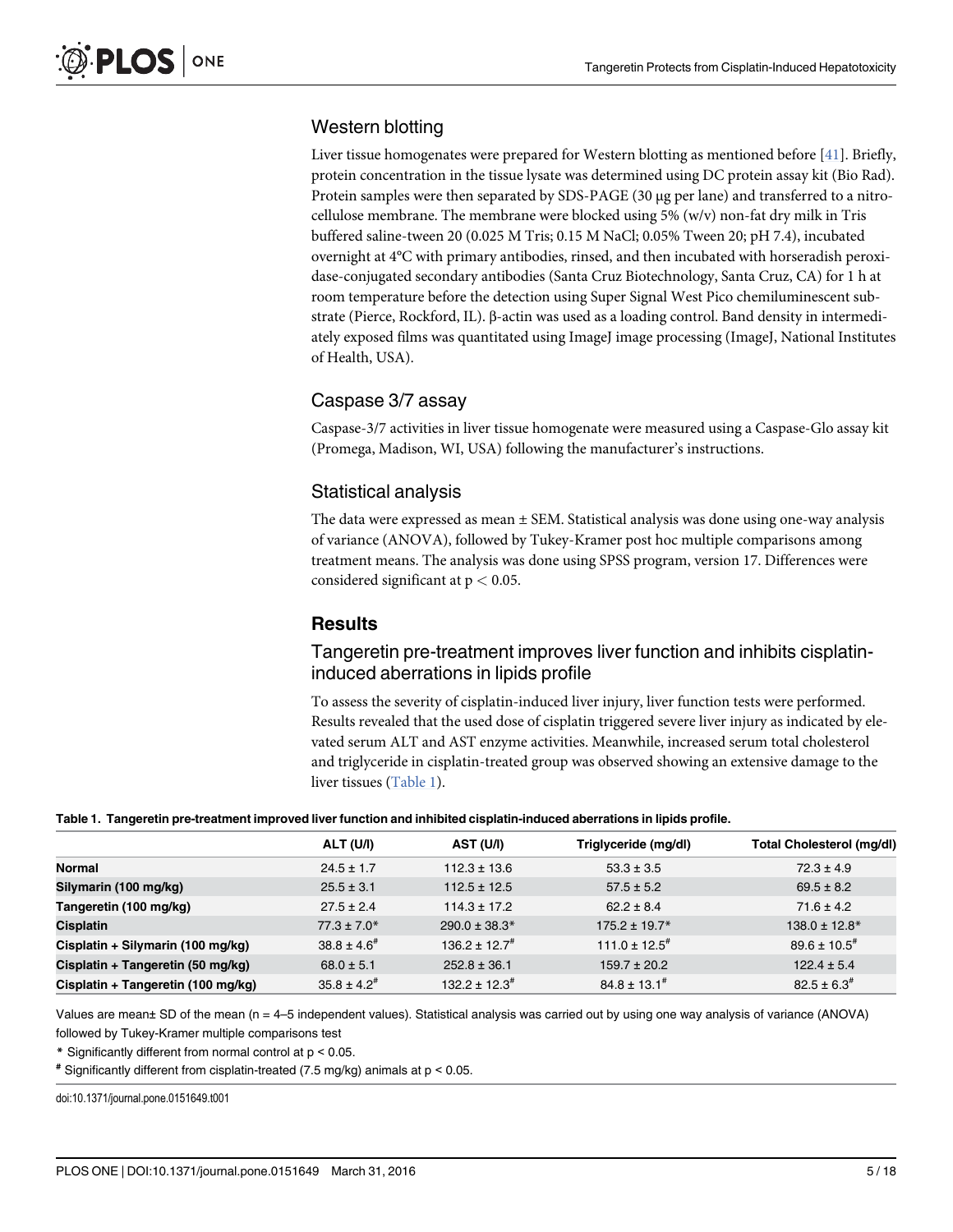## Western blotting

Liver tissue homogenates were prepared for Western blotting as mentioned before [41]. Briefly, protein concentration in the tissue lysate was determined using DC protein assay kit (Bio Rad). Protein samples were then separated by SDS-PAGE (30 μg per lane) and transferred to a nitrocellulose membrane. The membrane were blocked using 5% (w/v) non-fat dry milk in Tris buffered saline-tween 20 (0.025 M Tris; 0.15 M NaCl; 0.05% Tween 20; pH 7.4), incubated overnight at 4°C with primary antibodies, rinsed, and then incubated with horseradish peroxidase-conjugated secondary antibodies (Santa Cruz Biotechnology, Santa Cruz, CA) for 1 h at room temperature before the detection using Super Signal West Pico chemiluminescent substrate (Pierce, Rockford, IL). β-actin was used as a loading control. Band density in intermediately exposed films was quantitated using ImageJ image processing (ImageJ, National Institutes of Health, USA).

## Caspase 3/7 assay

Caspase-3/7 activities in liver tissue homogenate were measured using a Caspase-Glo assay kit (Promega, Madison, WI, USA) following the manufacturer's instructions.

## Statistical analysis

The data were expressed as mean ± SEM. Statistical analysis was done using one-way analysis of variance (ANOVA), followed by Tukey-Kramer post hoc multiple comparisons among treatment means. The analysis was done using SPSS program, version 17. Differences were considered significant at $p < 0.05$.

# Results

## Tangeretin pre-treatment improves liver function and inhibits cisplatin-induced aberrations in lipids profile

To assess the severity of cisplatin-induced liver injury, liver function tests were performed. Results revealed that the used dose of cisplatin triggered severe liver injury as indicated by elevated serum ALT and AST enzyme activities. Meanwhile, increased serum total cholesterol and triglyceride in cisplatin-treated group was observed showing an extensive damage to the liver tissues (Table 1).

**Table 1. Tangeretin pre-treatment improved liver function and inhibited cisplatin-induced aberrations in lipids profile.**

| | ALT (U/l) | AST (U/l) | Triglyceride (mg/dl) | Total Cholesterol (mg/dl) |
|---|---|---|---|---|
| **Normal** | 24.5 ± 1.7 | 112.3 ± 13.6 | 53.3 ± 3.5 | 72.3 ± 4.9 |
| **Silymarin (100 mg/kg)** | 25.5 ± 3.1 | 112.5 ± 12.5 | 57.5 ± 5.2 | 69.5 ± 8.2 |
| **Tangeretin (100 mg/kg)** | 27.5 ± 2.4 | 114.3 ± 17.2 | 62.2 ± 8.4 | 71.6 ± 4.2 |
| **Cisplatin** | 77.3 ± 7.0* | 290.0 ± 38.3* | 175.2 ± 19.7* | 138.0 ± 12.8* |
| **Cisplatin + Silymarin (100 mg/kg)** | 38.8 ± 4.6# | 136.2 ± 12.7# | 111.0 ± 12.5# | 89.6 ± 10.5# |
| **Cisplatin + Tangeretin (50 mg/kg)** | 68.0 ± 5.1 | 252.8 ± 36.1 | 159.7 ± 20.2 | 122.4 ± 5.4 |
| **Cisplatin + Tangeretin (100 mg/kg)** | 35.8 ± 4.2# | 132.2 ± 12.3# | 84.8 ± 13.1# | 82.5 ± 6.3# |

Values are mean± SD of the mean (n = 4–5 independent values). Statistical analysis was carried out by using one way analysis of variance (ANOVA) followed by Tukey-Kramer multiple comparisons test

* Significantly different from normal control at $p < 0.05$.

# Significantly different from cisplatin-treated (7.5 mg/kg) animals at $p < 0.05$.

doi:10.1371/journal.pone.0151649.t001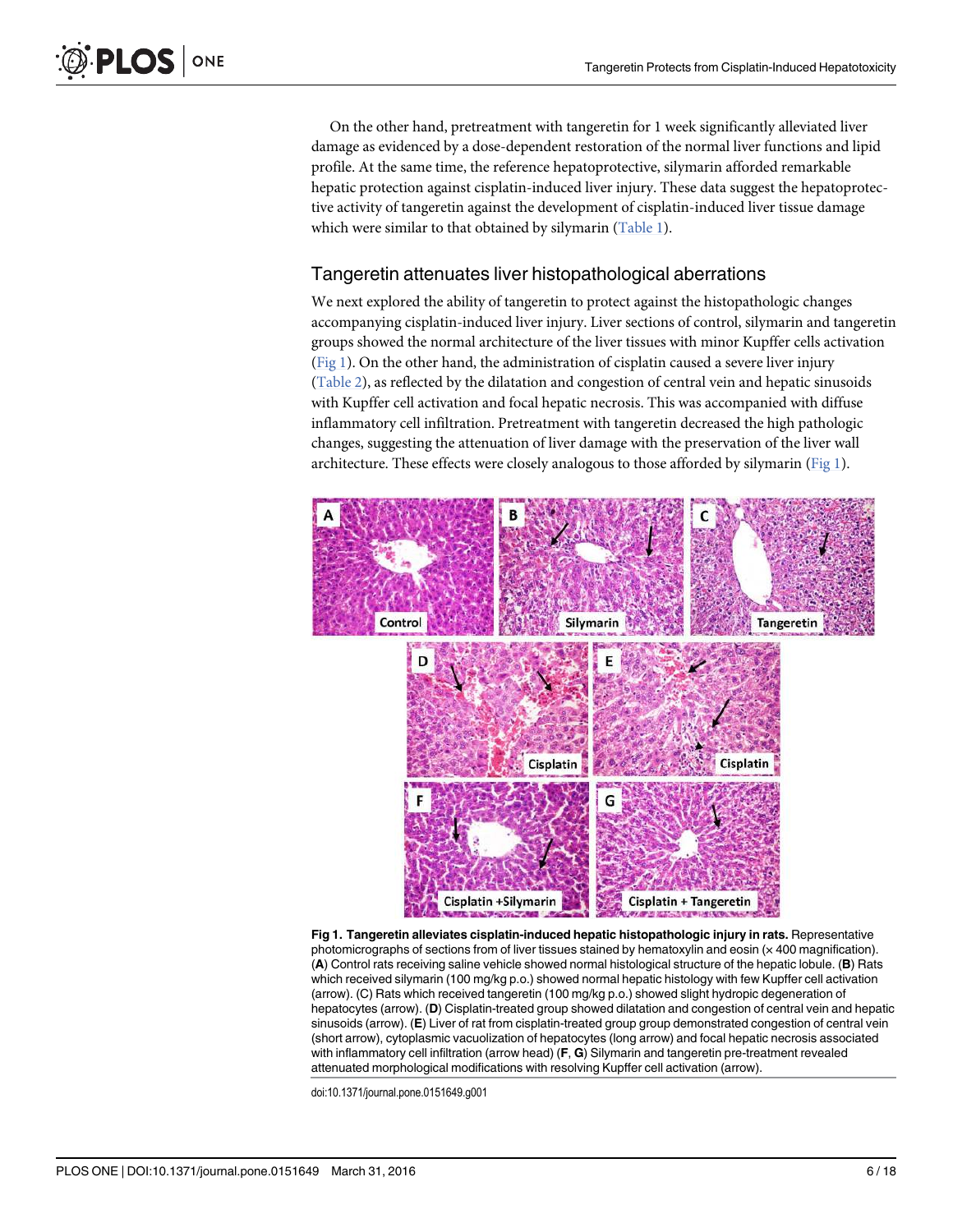On the other hand, pretreatment with tangeretin for 1 week significantly alleviated liver damage as evidenced by a dose-dependent restoration of the normal liver functions and lipid profile. At the same time, the reference hepatoprotective, silymarin afforded remarkable hepatic protection against cisplatin-induced liver injury. These data suggest the hepatoprotective activity of tangeretin against the development of cisplatin-induced liver tissue damage which were similar to that obtained by silymarin (Table 1).

## Tangeretin attenuates liver histopathological aberrations

We next explored the ability of tangeretin to protect against the histopathologic changes accompanying cisplatin-induced liver injury. Liver sections of control, silymarin and tangeretin groups showed the normal architecture of the liver tissues with minor Kupffer cells activation (Fig 1). On the other hand, the administration of cisplatin caused a severe liver injury (Table 2), as reflected by the dilatation and congestion of central vein and hepatic sinusoids with Kupffer cell activation and focal hepatic necrosis. This was accompanied with diffuse inflammatory cell infiltration. Pretreatment with tangeretin decreased the high pathologic changes, suggesting the attenuation of liver damage with the preservation of the liver wall architecture. These effects were closely analogous to those afforded by silymarin (Fig 1).

**Fig 1. Tangeretin alleviates cisplatin-induced hepatic histopathologic injury in rats.** Representative photomicrographs of sections from of liver tissues stained by hematoxylin and eosin (× 400 magnification). (**A**) Control rats receiving saline vehicle showed normal histological structure of the hepatic lobule. (**B**) Rats which received silymarin (100 mg/kg p.o.) showed normal hepatic histology with few Kupffer cell activation (arrow). (C) Rats which received tangeretin (100 mg/kg p.o.) showed slight hydropic degeneration of hepatocytes (arrow). (**D**) Cisplatin-treated group showed dilatation and congestion of central vein and hepatic sinusoids (arrow). (**E**) Liver of rat from cisplatin-treated group group demonstrated congestion of central vein (short arrow), cytoplasmic vacuolization of hepatocytes (long arrow) and focal hepatic necrosis associated with inflammatory cell infiltration (arrow head) (**F**, **G**) Silymarin and tangeretin pre-treatment revealed attenuated morphological modifications with resolving Kupffer cell activation (arrow).

doi:10.1371/journal.pone.0151649.g001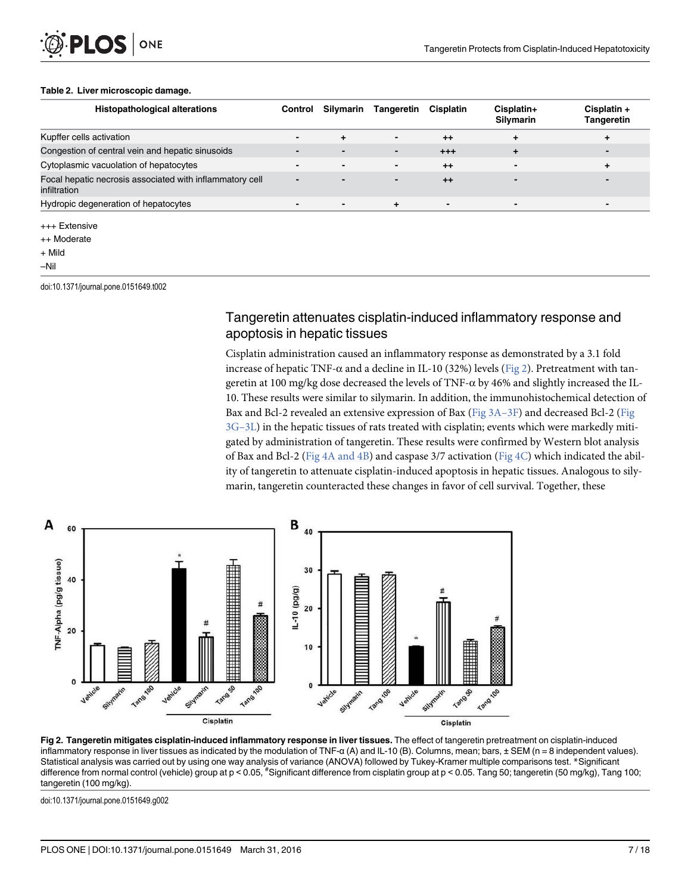**Table 2. Liver microscopic damage.**

| Histopathological alterations | Control | Silymarin | Tangeretin | Cisplatin | Cisplatin+ Silymarin | Cisplatin + Tangeretin |
|---|---|---|---|---|---|---|
| Kupffer cells activation | - | + | - | ++ | + | + |
| Congestion of central vein and hepatic sinusoids | - | - | - | +++ | + | - |
| Cytoplasmic vacuolation of hepatocytes | - | - | - | ++ | - | + |
| Focal hepatic necrosis associated with inflammatory cell infiltration | - | - | - | ++ | - | - |
| Hydropic degeneration of hepatocytes | - | - | + | - | - | - |

+++ Extensive

++ Moderate

+ Mild

–Nil

doi:10.1371/journal.pone.0151649.t002

## Tangeretin attenuates cisplatin-induced inflammatory response and apoptosis in hepatic tissues

Cisplatin administration caused an inflammatory response as demonstrated by a 3.1 fold increase of hepatic TNF-α and a decline in IL-10 (32%) levels (Fig 2). Pretreatment with tangeretin at 100 mg/kg dose decreased the levels of TNF-α by 46% and slightly increased the IL-10. These results were similar to silymarin. In addition, the immunohistochemical detection of Bax and Bcl-2 revealed an extensive expression of Bax (Fig 3A–3F) and decreased Bcl-2 (Fig 3G–3L) in the hepatic tissues of rats treated with cisplatin; events which were markedly mitigated by administration of tangeretin. These results were confirmed by Western blot analysis of Bax and Bcl-2 (Fig 4A and 4B) and caspase 3/7 activation (Fig 4C) which indicated the ability of tangeretin to attenuate cisplatin-induced apoptosis in hepatic tissues. Analogous to silymarin, tangeretin counteracted these changes in favor of cell survival. Together, these

**Fig 2. Tangeretin mitigates cisplatin-induced inflammatory response in liver tissues.** The effect of tangeretin pretreatment on cisplatin-induced inflammatory response in liver tissues as indicated by the modulation of TNF-α (A) and IL-10 (B). Columns, mean; bars, ± SEM (n = 8 independent values). Statistical analysis was carried out by using one way analysis of variance (ANOVA) followed by Tukey-Kramer multiple comparisons test. *Significant difference from normal control (vehicle) group at $p < 0.05$, #Significant difference from cisplatin group at $p < 0.05$. Tang 50; tangeretin (50 mg/kg), Tang 100; tangeretin (100 mg/kg).

doi:10.1371/journal.pone.0151649.g002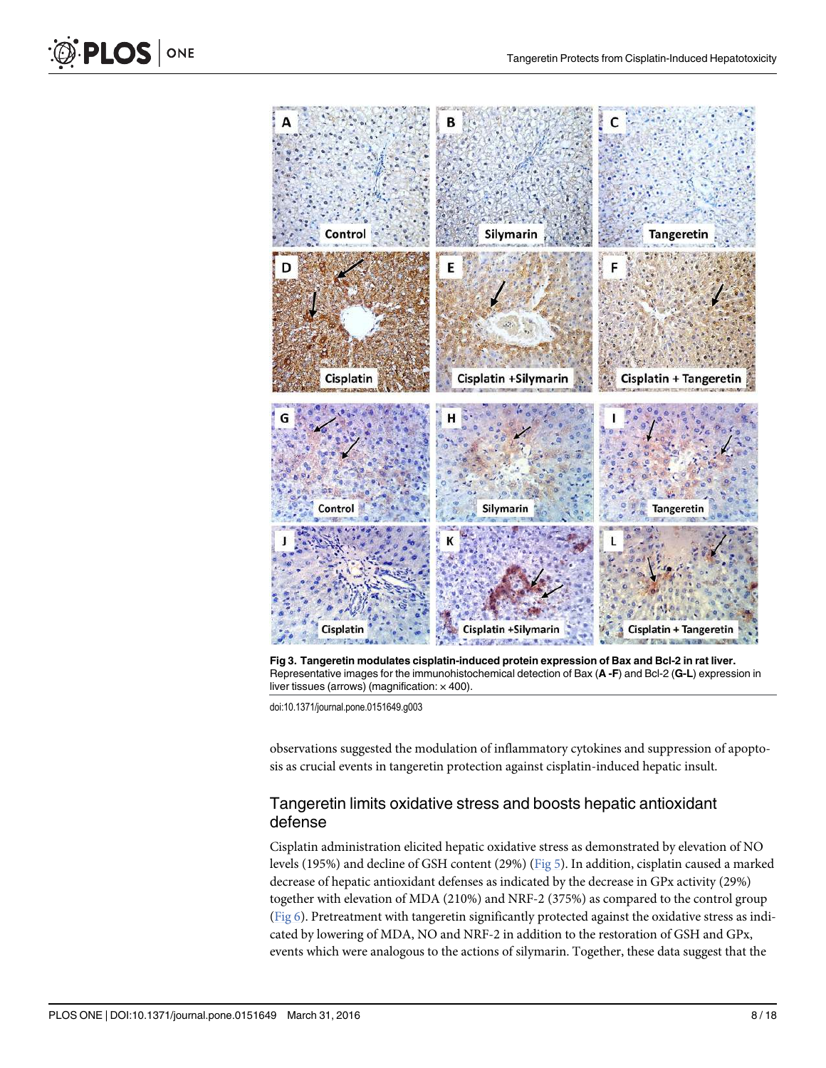Fig 3. Tangeretin modulates cisplatin-induced protein expression of Bax and Bcl-2 in rat liver. Representative images for the immunohistochemical detection of Bax (A -F) and Bcl-2 (G-L) expression in liver tissues (arrows) (magnification: × 400).

doi:10.1371/journal.pone.0151649.g003

observations suggested the modulation of inflammatory cytokines and suppression of apoptosis as crucial events in tangeretin protection against cisplatin-induced hepatic insult.

## Tangeretin limits oxidative stress and boosts hepatic antioxidant defense

Cisplatin administration elicited hepatic oxidative stress as demonstrated by elevation of NO levels (195%) and decline of GSH content (29%) (Fig 5). In addition, cisplatin caused a marked decrease of hepatic antioxidant defenses as indicated by the decrease in GPx activity (29%) together with elevation of MDA (210%) and NRF-2 (375%) as compared to the control group (Fig 6). Pretreatment with tangeretin significantly protected against the oxidative stress as indicated by lowering of MDA, NO and NRF-2 in addition to the restoration of GSH and GPx, events which were analogous to the actions of silymarin. Together, these data suggest that the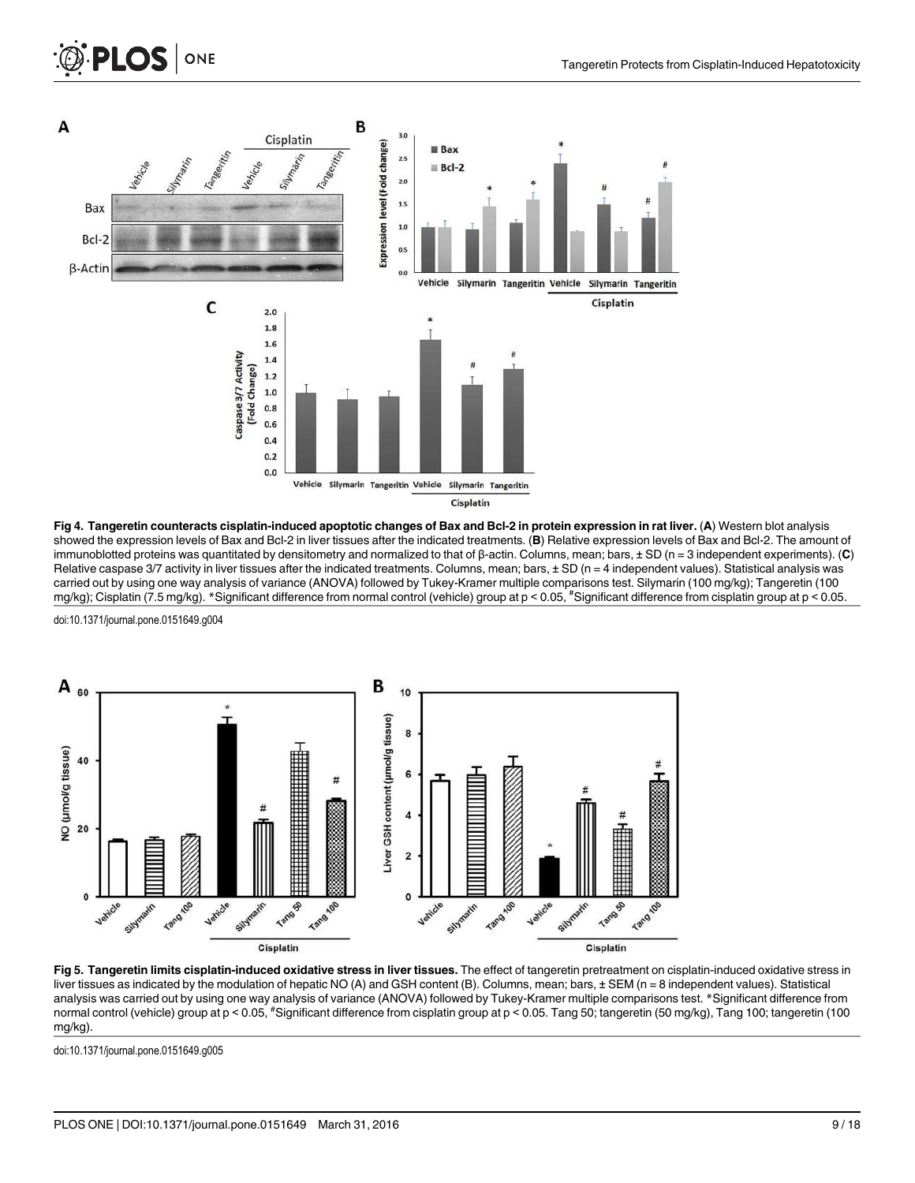**Fig 4. Tangeretin counteracts cisplatin-induced apoptotic changes of Bax and Bcl-2 in protein expression in rat liver.** (**A**) Western blot analysis showed the expression levels of Bax and Bcl-2 in liver tissues after the indicated treatments. (**B**) Relative expression levels of Bax and Bcl-2. The amount of immunoblotted proteins was quantitated by densitometry and normalized to that of β-actin. Columns, mean; bars, ± SD (n = 3 independent experiments). (**C**) Relative caspase 3/7 activity in liver tissues after the indicated treatments. Columns, mean; bars, ± SD (n = 4 independent values). Statistical analysis was carried out by using one way analysis of variance (ANOVA) followed by Tukey-Kramer multiple comparisons test. Silymarin (100 mg/kg); Tangeretin (100 mg/kg); Cisplatin (7.5 mg/kg). *Significant difference from normal control (vehicle) group at $p < 0.05$, #Significant difference from cisplatin group at $p < 0.05$.

doi:10.1371/journal.pone.0151649.g004

**Fig 5. Tangeretin limits cisplatin-induced oxidative stress in liver tissues.** The effect of tangeretin pretreatment on cisplatin-induced oxidative stress in liver tissues as indicated by the modulation of hepatic NO (A) and GSH content (B). Columns, mean; bars, ± SEM (n = 8 independent values). Statistical analysis was carried out by using one way analysis of variance (ANOVA) followed by Tukey-Kramer multiple comparisons test. *Significant difference from normal control (vehicle) group at $p < 0.05$, #Significant difference from cisplatin group at $p < 0.05$. Tang 50; tangeretin (50 mg/kg), Tang 100; tangeretin (100 mg/kg).

doi:10.1371/journal.pone.0151649.g005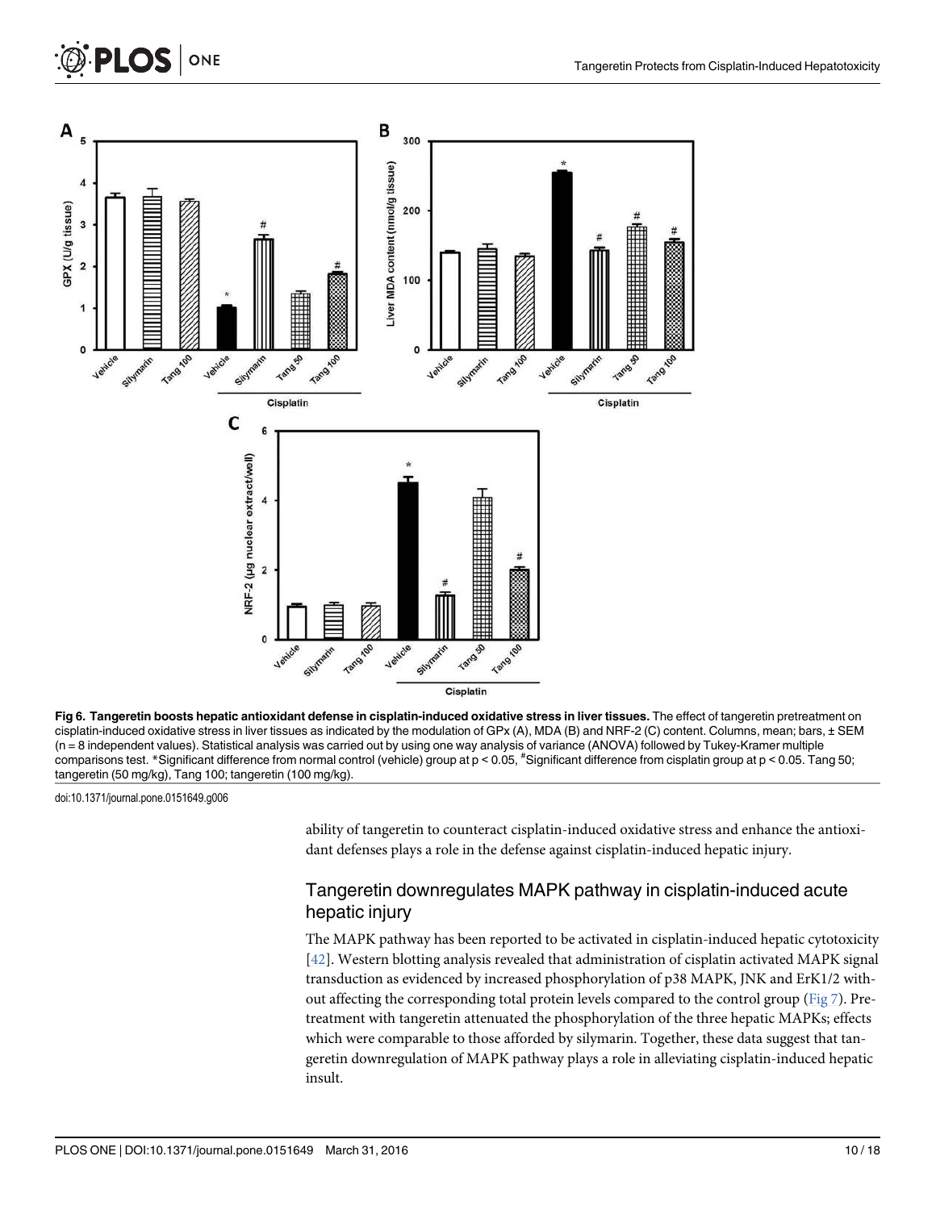Fig 6. Tangeretin boosts hepatic antioxidant defense in cisplatin-induced oxidative stress in liver tissues. The effect of tangeretin pretreatment on cisplatin-induced oxidative stress in liver tissues as indicated by the modulation of GPx (A), MDA (B) and NRF-2 (C) content. Columns, mean; bars, ± SEM (n = 8 independent values). Statistical analysis was carried out by using one way analysis of variance (ANOVA) followed by Tukey-Kramer multiple comparisons test. *Significant difference from normal control (vehicle) group at $p < 0.05$, #Significant difference from cisplatin group at $p < 0.05$. Tang 50; tangeretin (50 mg/kg), Tang 100; tangeretin (100 mg/kg).

doi:10.1371/journal.pone.0151649.g006

ability of tangeretin to counteract cisplatin-induced oxidative stress and enhance the antioxidant defenses plays a role in the defense against cisplatin-induced hepatic injury.

## Tangeretin downregulates MAPK pathway in cisplatin-induced acute hepatic injury

The MAPK pathway has been reported to be activated in cisplatin-induced hepatic cytotoxicity [42]. Western blotting analysis revealed that administration of cisplatin activated MAPK signal transduction as evidenced by increased phosphorylation of p38 MAPK, JNK and ErK1/2 without affecting the corresponding total protein levels compared to the control group (Fig 7). Pretreatment with tangeretin attenuated the phosphorylation of the three hepatic MAPKs; effects which were comparable to those afforded by silymarin. Together, these data suggest that tangeretin downregulation of MAPK pathway plays a role in alleviating cisplatin-induced hepatic insult.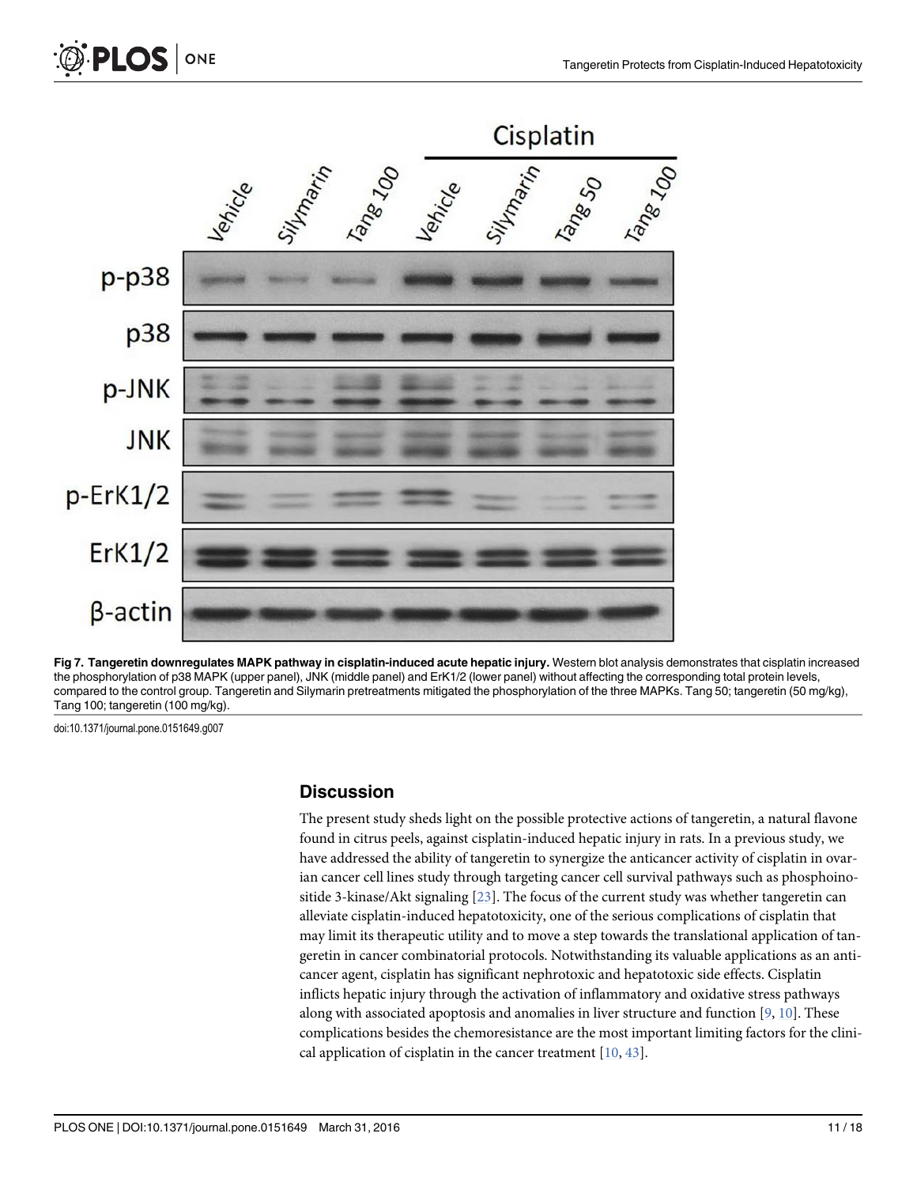**Fig 7. Tangeretin downregulates MAPK pathway in cisplatin-induced acute hepatic injury.** Western blot analysis demonstrates that cisplatin increased the phosphorylation of p38 MAPK (upper panel), JNK (middle panel) and ErK1/2 (lower panel) without affecting the corresponding total protein levels, compared to the control group. Tangeretin and Silymarin pretreatments mitigated the phosphorylation of the three MAPKs. Tang 50; tangeretin (50 mg/kg), Tang 100; tangeretin (100 mg/kg).

doi:10.1371/journal.pone.0151649.g007

## Discussion

The present study sheds light on the possible protective actions of tangeretin, a natural flavone found in citrus peels, against cisplatin-induced hepatic injury in rats. In a previous study, we have addressed the ability of tangeretin to synergize the anticancer activity of cisplatin in ovarian cancer cell lines study through targeting cancer cell survival pathways such as phosphoinositide 3-kinase/Akt signaling [23]. The focus of the current study was whether tangeretin can alleviate cisplatin-induced hepatotoxicity, one of the serious complications of cisplatin that may limit its therapeutic utility and to move a step towards the translational application of tangeretin in cancer combinatorial protocols. Notwithstanding its valuable applications as an anticancer agent, cisplatin has significant nephrotoxic and hepatotoxic side effects. Cisplatin inflicts hepatic injury through the activation of inflammatory and oxidative stress pathways along with associated apoptosis and anomalies in liver structure and function [9, 10]. These complications besides the chemoresistance are the most important limiting factors for the clinical application of cisplatin in the cancer treatment [10, 43].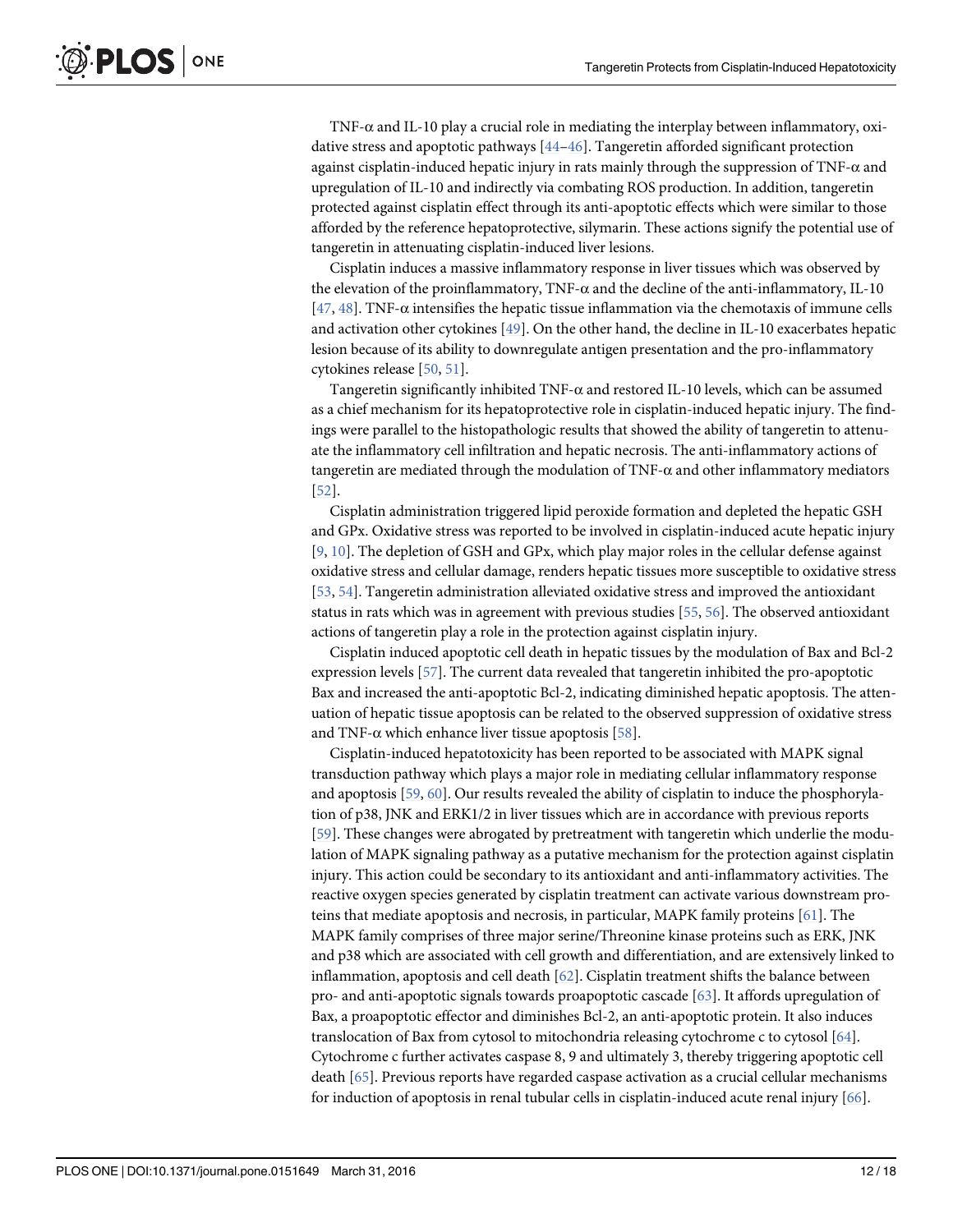TNF-α and IL-10 play a crucial role in mediating the interplay between inflammatory, oxidative stress and apoptotic pathways [44–46]. Tangeretin afforded significant protection against cisplatin-induced hepatic injury in rats mainly through the suppression of TNF-α and upregulation of IL-10 and indirectly via combating ROS production. In addition, tangeretin protected against cisplatin effect through its anti-apoptotic effects which were similar to those afforded by the reference hepatoprotective, silymarin. These actions signify the potential use of tangeretin in attenuating cisplatin-induced liver lesions.

Cisplatin induces a massive inflammatory response in liver tissues which was observed by the elevation of the proinflammatory, TNF-α and the decline of the anti-inflammatory, IL-10 [47, 48]. TNF-α intensifies the hepatic tissue inflammation via the chemotaxis of immune cells and activation other cytokines [49]. On the other hand, the decline in IL-10 exacerbates hepatic lesion because of its ability to downregulate antigen presentation and the pro-inflammatory cytokines release [50, 51].

Tangeretin significantly inhibited TNF-α and restored IL-10 levels, which can be assumed as a chief mechanism for its hepatoprotective role in cisplatin-induced hepatic injury. The findings were parallel to the histopathologic results that showed the ability of tangeretin to attenuate the inflammatory cell infiltration and hepatic necrosis. The anti-inflammatory actions of tangeretin are mediated through the modulation of TNF-α and other inflammatory mediators [52].

Cisplatin administration triggered lipid peroxide formation and depleted the hepatic GSH and GPx. Oxidative stress was reported to be involved in cisplatin-induced acute hepatic injury [9, 10]. The depletion of GSH and GPx, which play major roles in the cellular defense against oxidative stress and cellular damage, renders hepatic tissues more susceptible to oxidative stress [53, 54]. Tangeretin administration alleviated oxidative stress and improved the antioxidant status in rats which was in agreement with previous studies [55, 56]. The observed antioxidant actions of tangeretin play a role in the protection against cisplatin injury.

Cisplatin induced apoptotic cell death in hepatic tissues by the modulation of Bax and Bcl-2 expression levels [57]. The current data revealed that tangeretin inhibited the pro-apoptotic Bax and increased the anti-apoptotic Bcl-2, indicating diminished hepatic apoptosis. The attenuation of hepatic tissue apoptosis can be related to the observed suppression of oxidative stress and TNF-α which enhance liver tissue apoptosis [58].

Cisplatin-induced hepatotoxicity has been reported to be associated with MAPK signal transduction pathway which plays a major role in mediating cellular inflammatory response and apoptosis [59, 60]. Our results revealed the ability of cisplatin to induce the phosphorylation of p38, JNK and ERK1/2 in liver tissues which are in accordance with previous reports [59]. These changes were abrogated by pretreatment with tangeretin which underlie the modulation of MAPK signaling pathway as a putative mechanism for the protection against cisplatin injury. This action could be secondary to its antioxidant and anti-inflammatory activities. The reactive oxygen species generated by cisplatin treatment can activate various downstream proteins that mediate apoptosis and necrosis, in particular, MAPK family proteins [61]. The MAPK family comprises of three major serine/Threonine kinase proteins such as ERK, JNK and p38 which are associated with cell growth and differentiation, and are extensively linked to inflammation, apoptosis and cell death [62]. Cisplatin treatment shifts the balance between pro- and anti-apoptotic signals towards proapoptotic cascade [63]. It affords upregulation of Bax, a proapoptotic effector and diminishes Bcl-2, an anti-apoptotic protein. It also induces translocation of Bax from cytosol to mitochondria releasing cytochrome c to cytosol [64]. Cytochrome c further activates caspase 8, 9 and ultimately 3, thereby triggering apoptotic cell death [65]. Previous reports have regarded caspase activation as a crucial cellular mechanisms for induction of apoptosis in renal tubular cells in cisplatin-induced acute renal injury [66].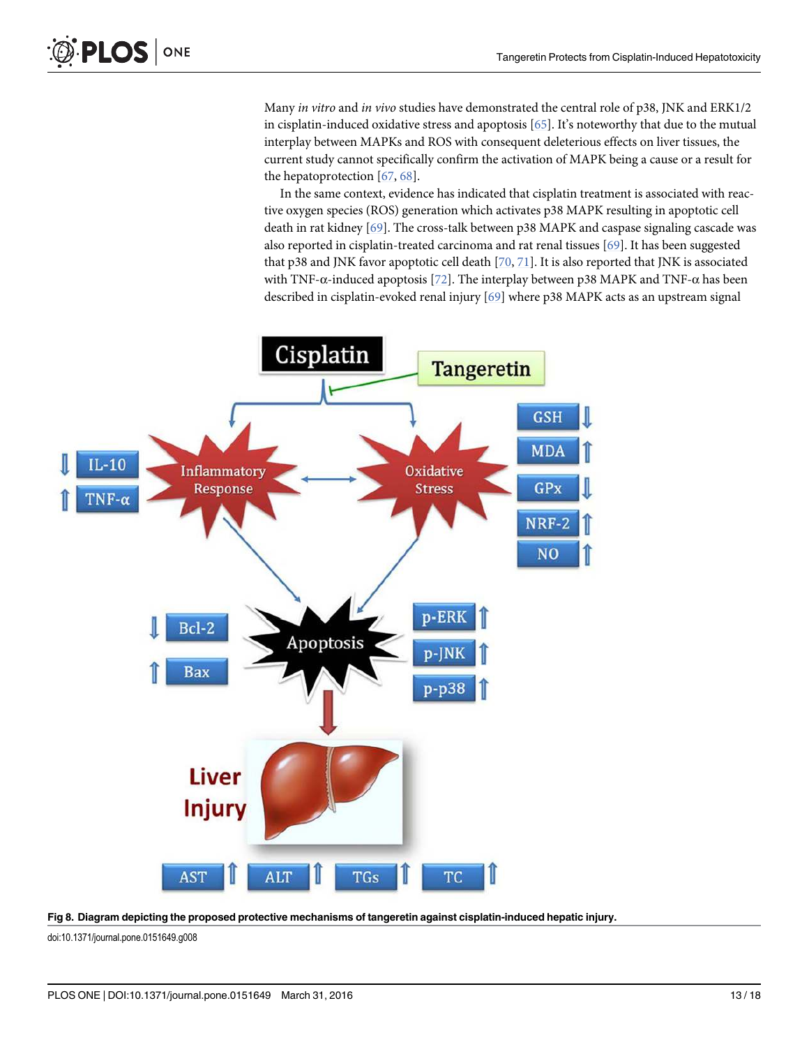Many *in vitro* and *in vivo* studies have demonstrated the central role of p38, JNK and ERK1/2 in cisplatin-induced oxidative stress and apoptosis [65]. It's noteworthy that due to the mutual interplay between MAPKs and ROS with consequent deleterious effects on liver tissues, the current study cannot specifically confirm the activation of MAPK being a cause or a result for the hepatoprotection [67, 68].

In the same context, evidence has indicated that cisplatin treatment is associated with reactive oxygen species (ROS) generation which activates p38 MAPK resulting in apoptotic cell death in rat kidney [69]. The cross-talk between p38 MAPK and caspase signaling cascade was also reported in cisplatin-treated carcinoma and rat renal tissues [69]. It has been suggested that p38 and JNK favor apoptotic cell death [70, 71]. It is also reported that JNK is associated with TNF-α-induced apoptosis [72]. The interplay between p38 MAPK and TNF-α has been described in cisplatin-evoked renal injury [69] where p38 MAPK acts as an upstream signal

**Fig 8. Diagram depicting the proposed protective mechanisms of tangeretin against cisplatin-induced hepatic injury.**

doi:10.1371/journal.pone.0151649.g008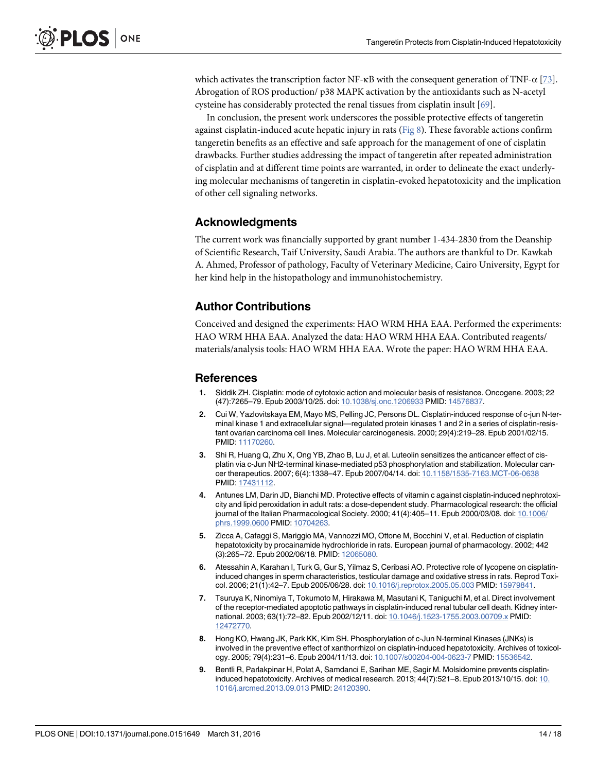which activates the transcription factor NF-κB with the consequent generation of TNF-α [73]. Abrogation of ROS production/ p38 MAPK activation by the antioxidants such as N-acetyl cysteine has considerably protected the renal tissues from cisplatin insult [69].

In conclusion, the present work underscores the possible protective effects of tangeretin against cisplatin-induced acute hepatic injury in rats (Fig 8). These favorable actions confirm tangeretin benefits as an effective and safe approach for the management of one of cisplatin drawbacks. Further studies addressing the impact of tangeretin after repeated administration of cisplatin and at different time points are warranted, in order to delineate the exact underlying molecular mechanisms of tangeretin in cisplatin-evoked hepatotoxicity and the implication of other cell signaling networks.

## Acknowledgments

The current work was financially supported by grant number 1-434-2830 from the Deanship of Scientific Research, Taif University, Saudi Arabia. The authors are thankful to Dr. Kawkab A. Ahmed, Professor of pathology, Faculty of Veterinary Medicine, Cairo University, Egypt for her kind help in the histopathology and immunohistochemistry.

## Author Contributions

Conceived and designed the experiments: HAO WRM HHA EAA. Performed the experiments: HAO WRM HHA EAA. Analyzed the data: HAO WRM HHA EAA. Contributed reagents/ materials/analysis tools: HAO WRM HHA EAA. Wrote the paper: HAO WRM HHA EAA.

## References

1. Siddik ZH. Cisplatin: mode of cytotoxic action and molecular basis of resistance. Oncogene. 2003; 22 (47):7265–79. Epub 2003/10/25. doi: 10.1038/sj.onc.1206933 PMID: 14576837.
2. Cui W, Yazlovitskaya EM, Mayo MS, Pelling JC, Persons DL. Cisplatin-induced response of c-jun N-terminal kinase 1 and extracellular signal—regulated protein kinases 1 and 2 in a series of cisplatin-resistant ovarian carcinoma cell lines. Molecular carcinogenesis. 2000; 29(4):219–28. Epub 2001/02/15. PMID: 11170260.
3. Shi R, Huang Q, Zhu X, Ong YB, Zhao B, Lu J, et al. Luteolin sensitizes the anticancer effect of cisplatin via c-Jun NH2-terminal kinase-mediated p53 phosphorylation and stabilization. Molecular cancer therapeutics. 2007; 6(4):1338–47. Epub 2007/04/14. doi: 10.1158/1535-7163.MCT-06-0638 PMID: 17431112.
4. Antunes LM, Darin JD, Bianchi MD. Protective effects of vitamin c against cisplatin-induced nephrotoxicity and lipid peroxidation in adult rats: a dose-dependent study. Pharmacological research: the official journal of the Italian Pharmacological Society. 2000; 41(4):405–11. Epub 2000/03/08. doi: 10.1006/phrs.1999.0600 PMID: 10704263.
5. Zicca A, Cafaggi S, Mariggio MA, Vannozzi MO, Ottone M, Bocchini V, et al. Reduction of cisplatin hepatotoxicity by procainamide hydrochloride in rats. European journal of pharmacology. 2002; 442 (3):265–72. Epub 2002/06/18. PMID: 12065080.
6. Atessahin A, Karahan I, Turk G, Gur S, Yilmaz S, Ceribasi AO. Protective role of lycopene on cisplatin-induced changes in sperm characteristics, testicular damage and oxidative stress in rats. Reprod Toxicol. 2006; 21(1):42–7. Epub 2005/06/28. doi: 10.1016/j.reprotox.2005.05.003 PMID: 15979841.
7. Tsuruya K, Ninomiya T, Tokumoto M, Hirakawa M, Masutani K, Taniguchi M, et al. Direct involvement of the receptor-mediated apoptotic pathways in cisplatin-induced renal tubular cell death. Kidney international. 2003; 63(1):72–82. Epub 2002/12/11. doi: 10.1046/j.1523-1755.2003.00709.x PMID: 12472770.
8. Hong KO, Hwang JK, Park KK, Kim SH. Phosphorylation of c-Jun N-terminal Kinases (JNKs) is involved in the preventive effect of xanthorrhizol on cisplatin-induced hepatotoxicity. Archives of toxicology. 2005; 79(4):231–6. Epub 2004/11/13. doi: 10.1007/s00204-004-0623-7 PMID: 15536542.
9. Bentli R, Parlakpinar H, Polat A, Samdanci E, Sarihan ME, Sagir M. Molsidomine prevents cisplatin-induced hepatotoxicity. Archives of medical research. 2013; 44(7):521–8. Epub 2013/10/15. doi: 10.1016/j.arcmed.2013.09.013 PMID: 24120390.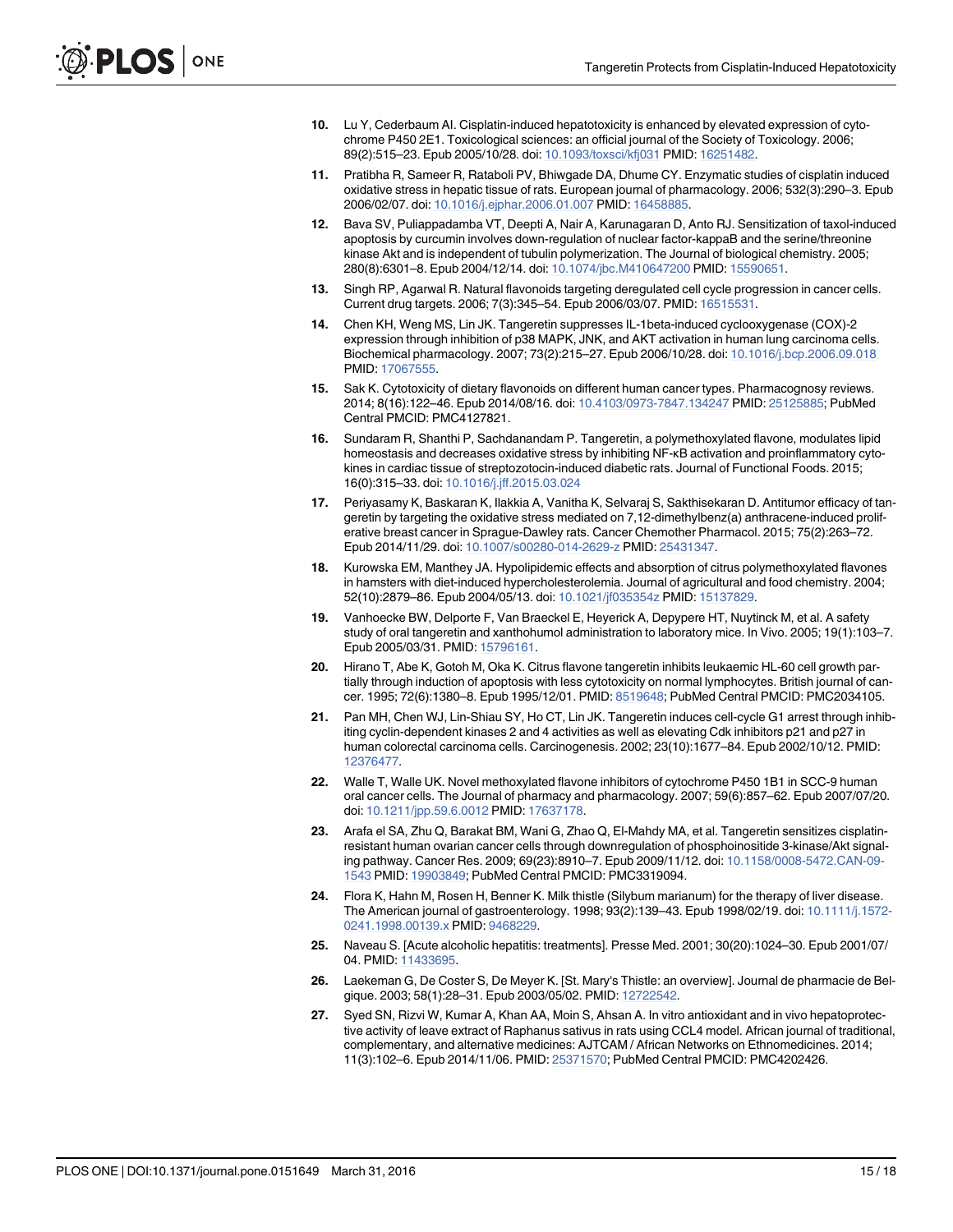10. Lu Y, Cederbaum AI. Cisplatin-induced hepatotoxicity is enhanced by elevated expression of cytochrome P450 2E1. Toxicological sciences: an official journal of the Society of Toxicology. 2006; 89(2):515–23. Epub 2005/10/28. doi: 10.1093/toxsci/kfj031 PMID: 16251482.
11. Pratibha R, Sameer R, Rataboli PV, Bhiwgade DA, Dhume CY. Enzymatic studies of cisplatin induced oxidative stress in hepatic tissue of rats. European journal of pharmacology. 2006; 532(3):290–3. Epub 2006/02/07. doi: 10.1016/j.ejphar.2006.01.007 PMID: 16458885.
12. Bava SV, Puliappadamba VT, Deepti A, Nair A, Karunagaran D, Anto RJ. Sensitization of taxol-induced apoptosis by curcumin involves down-regulation of nuclear factor-kappaB and the serine/threonine kinase Akt and is independent of tubulin polymerization. The Journal of biological chemistry. 2005; 280(8):6301–8. Epub 2004/12/14. doi: 10.1074/jbc.M410647200 PMID: 15590651.
13. Singh RP, Agarwal R. Natural flavonoids targeting deregulated cell cycle progression in cancer cells. Current drug targets. 2006; 7(3):345–54. Epub 2006/03/07. PMID: 16515531.
14. Chen KH, Weng MS, Lin JK. Tangeretin suppresses IL-1beta-induced cyclooxygenase (COX)-2 expression through inhibition of p38 MAPK, JNK, and AKT activation in human lung carcinoma cells. Biochemical pharmacology. 2007; 73(2):215–27. Epub 2006/10/28. doi: 10.1016/j.bcp.2006.09.018 PMID: 17067555.
15. Sak K. Cytotoxicity of dietary flavonoids on different human cancer types. Pharmacognosy reviews. 2014; 8(16):122–46. Epub 2014/08/16. doi: 10.4103/0973-7847.134247 PMID: 25125885; PubMed Central PMCID: PMC4127821.
16. Sundaram R, Shanthi P, Sachdanandam P. Tangeretin, a polymethoxylated flavone, modulates lipid homeostasis and decreases oxidative stress by inhibiting NF-κB activation and proinflammatory cytokines in cardiac tissue of streptozotocin-induced diabetic rats. Journal of Functional Foods. 2015; 16(0):315–33. doi: 10.1016/j.jff.2015.03.024
17. Periyasamy K, Baskaran K, Ilakkia A, Vanitha K, Selvaraj S, Sakthisekaran D. Antitumor efficacy of tangeretin by targeting the oxidative stress mediated on 7,12-dimethylbenz(a) anthracene-induced proliferative breast cancer in Sprague-Dawley rats. Cancer Chemother Pharmacol. 2015; 75(2):263–72. Epub 2014/11/29. doi: 10.1007/s00280-014-2629-z PMID: 25431347.
18. Kurowska EM, Manthey JA. Hypolipidemic effects and absorption of citrus polymethoxylated flavones in hamsters with diet-induced hypercholesterolemia. Journal of agricultural and food chemistry. 2004; 52(10):2879–86. Epub 2004/05/13. doi: 10.1021/jf035354z PMID: 15137829.
19. Vanhoecke BW, Delporte F, Van Braeckel E, Heyerick A, Depypere HT, Nuytinck M, et al. A safety study of oral tangeretin and xanthohumol administration to laboratory mice. In Vivo. 2005; 19(1):103–7. Epub 2005/03/31. PMID: 15796161.
20. Hirano T, Abe K, Gotoh M, Oka K. Citrus flavone tangeretin inhibits leukaemic HL-60 cell growth partially through induction of apoptosis with less cytotoxicity on normal lymphocytes. British journal of cancer. 1995; 72(6):1380–8. Epub 1995/12/01. PMID: 8519648; PubMed Central PMCID: PMC2034105.
21. Pan MH, Chen WJ, Lin-Shiau SY, Ho CT, Lin JK. Tangeretin induces cell-cycle G1 arrest through inhibiting cyclin-dependent kinases 2 and 4 activities as well as elevating Cdk inhibitors p21 and p27 in human colorectal carcinoma cells. Carcinogenesis. 2002; 23(10):1677–84. Epub 2002/10/12. PMID: 12376477.
22. Walle T, Walle UK. Novel methoxylated flavone inhibitors of cytochrome P450 1B1 in SCC-9 human oral cancer cells. The Journal of pharmacy and pharmacology. 2007; 59(6):857–62. Epub 2007/07/20. doi: 10.1211/jpp.59.6.0012 PMID: 17637178.
23. Arafa el SA, Zhu Q, Barakat BM, Wani G, Zhao Q, El-Mahdy MA, et al. Tangeretin sensitizes cisplatin-resistant human ovarian cancer cells through downregulation of phosphoinositide 3-kinase/Akt signaling pathway. Cancer Res. 2009; 69(23):8910–7. Epub 2009/11/12. doi: 10.1158/0008-5472.CAN-09-1543 PMID: 19903849; PubMed Central PMCID: PMC3319094.
24. Flora K, Hahn M, Rosen H, Benner K. Milk thistle (Silybum marianum) for the therapy of liver disease. The American journal of gastroenterology. 1998; 93(2):139–43. Epub 1998/02/19. doi: 10.1111/j.1572-0241.1998.00139.x PMID: 9468229.
25. Naveau S. [Acute alcoholic hepatitis: treatments]. Presse Med. 2001; 30(20):1024–30. Epub 2001/07/04. PMID: 11433695.
26. Laekeman G, De Coster S, De Meyer K. [St. Mary's Thistle: an overview]. Journal de pharmacie de Belgique. 2003; 58(1):28–31. Epub 2003/05/02. PMID: 12722542.
27. Syed SN, Rizvi W, Kumar A, Khan AA, Moin S, Ahsan A. In vitro antioxidant and in vivo hepatoprotective activity of leave extract of Raphanus sativus in rats using CCL4 model. African journal of traditional, complementary, and alternative medicines: AJTCAM / African Networks on Ethnomedicines. 2014; 11(3):102–6. Epub 2014/11/06. PMID: 25371570; PubMed Central PMCID: PMC4202426.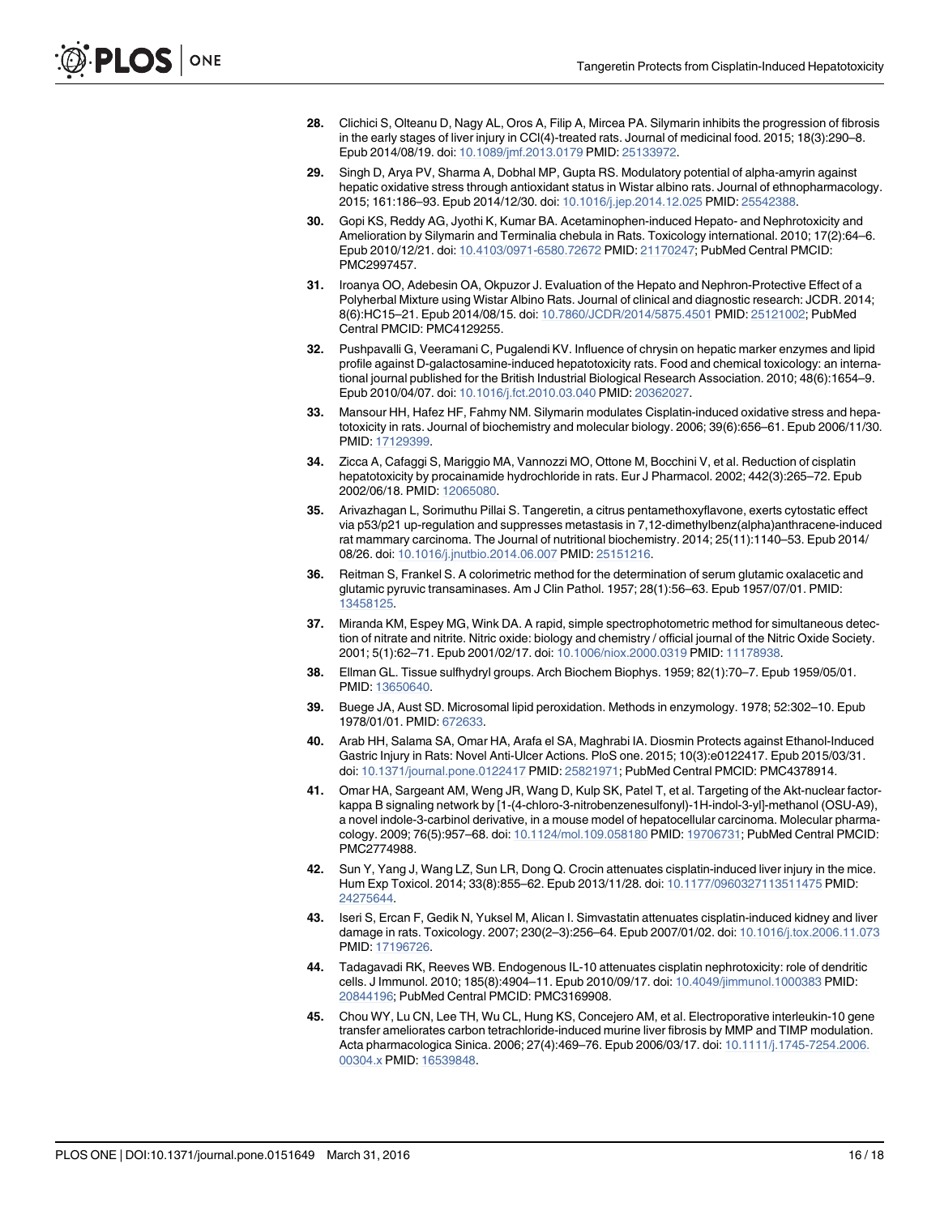28. Clichici S, Olteanu D, Nagy AL, Oros A, Filip A, Mircea PA. Silymarin inhibits the progression of fibrosis in the early stages of liver injury in CCl(4)-treated rats. Journal of medicinal food. 2015; 18(3):290–8. Epub 2014/08/19. doi: 10.1089/jmf.2013.0179 PMID: 25133972.

29. Singh D, Arya PV, Sharma A, Dobhal MP, Gupta RS. Modulatory potential of alpha-amyrin against hepatic oxidative stress through antioxidant status in Wistar albino rats. Journal of ethnopharmacology. 2015; 161:186–93. Epub 2014/12/30. doi: 10.1016/j.jep.2014.12.025 PMID: 25542388.

30. Gopi KS, Reddy AG, Jyothi K, Kumar BA. Acetaminophen-induced Hepato- and Nephrotoxicity and Amelioration by Silymarin and Terminalia chebula in Rats. Toxicology international. 2010; 17(2):64–6. Epub 2010/12/21. doi: 10.4103/0971-6580.72672 PMID: 21170247; PubMed Central PMCID: PMC2997457.

31. Iroanya OO, Adebesin OA, Okpuzor J. Evaluation of the Hepato and Nephron-Protective Effect of a Polyherbal Mixture using Wistar Albino Rats. Journal of clinical and diagnostic research: JCDR. 2014; 8(6):HC15–21. Epub 2014/08/15. doi: 10.7860/JCDR/2014/5875.4501 PMID: 25121002; PubMed Central PMCID: PMC4129255.

32. Pushpavalli G, Veeramani C, Pugalendi KV. Influence of chrysin on hepatic marker enzymes and lipid profile against D-galactosamine-induced hepatotoxicity rats. Food and chemical toxicology: an international journal published for the British Industrial Biological Research Association. 2010; 48(6):1654–9. Epub 2010/04/07. doi: 10.1016/j.fct.2010.03.040 PMID: 20362027.

33. Mansour HH, Hafez HF, Fahmy NM. Silymarin modulates Cisplatin-induced oxidative stress and hepatotoxicity in rats. Journal of biochemistry and molecular biology. 2006; 39(6):656–61. Epub 2006/11/30. PMID: 17129399.

34. Zicca A, Cafaggi S, Mariggio MA, Vannozzi MO, Ottone M, Bocchini V, et al. Reduction of cisplatin hepatotoxicity by procainamide hydrochloride in rats. Eur J Pharmacol. 2002; 442(3):265–72. Epub 2002/06/18. PMID: 12065080.

35. Arivazhagan L, Sorimuthu Pillai S. Tangeretin, a citrus pentamethoxyflavone, exerts cytostatic effect via p53/p21 up-regulation and suppresses metastasis in 7,12-dimethylbenz(alpha)anthracene-induced rat mammary carcinoma. The Journal of nutritional biochemistry. 2014; 25(11):1140–53. Epub 2014/08/26. doi: 10.1016/j.jnutbio.2014.06.007 PMID: 25151216.

36. Reitman S, Frankel S. A colorimetric method for the determination of serum glutamic oxalacetic and glutamic pyruvic transaminases. Am J Clin Pathol. 1957; 28(1):56–63. Epub 1957/07/01. PMID: 13458125.

37. Miranda KM, Espey MG, Wink DA. A rapid, simple spectrophotometric method for simultaneous detection of nitrate and nitrite. Nitric oxide: biology and chemistry / official journal of the Nitric Oxide Society. 2001; 5(1):62–71. Epub 2001/02/17. doi: 10.1006/niox.2000.0319 PMID: 11178938.

38. Ellman GL. Tissue sulfhydryl groups. Arch Biochem Biophys. 1959; 82(1):70–7. Epub 1959/05/01. PMID: 13650640.

39. Buege JA, Aust SD. Microsomal lipid peroxidation. Methods in enzymology. 1978; 52:302–10. Epub 1978/01/01. PMID: 672633.

40. Arab HH, Salama SA, Omar HA, Arafa el SA, Maghrabi IA. Diosmin Protects against Ethanol-Induced Gastric Injury in Rats: Novel Anti-Ulcer Actions. PloS one. 2015; 10(3):e0122417. Epub 2015/03/31. doi: 10.1371/journal.pone.0122417 PMID: 25821971; PubMed Central PMCID: PMC4378914.

41. Omar HA, Sargeant AM, Weng JR, Wang D, Kulp SK, Patel T, et al. Targeting of the Akt-nuclear factor-kappa B signaling network by [1-(4-chloro-3-nitrobenzenesulfonyl)-1H-indol-3-yl]-methanol (OSU-A9), a novel indole-3-carbinol derivative, in a mouse model of hepatocellular carcinoma. Molecular pharmacology. 2009; 76(5):957–68. doi: 10.1124/mol.109.058180 PMID: 19706731; PubMed Central PMCID: PMC2774988.

42. Sun Y, Yang J, Wang LZ, Sun LR, Dong Q. Crocin attenuates cisplatin-induced liver injury in the mice. Hum Exp Toxicol. 2014; 33(8):855–62. Epub 2013/11/28. doi: 10.1177/0960327113511475 PMID: 24275644.

43. Iseri S, Ercan F, Gedik N, Yuksel M, Alican I. Simvastatin attenuates cisplatin-induced kidney and liver damage in rats. Toxicology. 2007; 230(2–3):256–64. Epub 2007/01/02. doi: 10.1016/j.tox.2006.11.073 PMID: 17196726.

44. Tadagavadi RK, Reeves WB. Endogenous IL-10 attenuates cisplatin nephrotoxicity: role of dendritic cells. J Immunol. 2010; 185(8):4904–11. Epub 2010/09/17. doi: 10.4049/jimmunol.1000383 PMID: 20844196; PubMed Central PMCID: PMC3169908.

45. Chou WY, Lu CN, Lee TH, Wu CL, Hung KS, Concejero AM, et al. Electroporative interleukin-10 gene transfer ameliorates carbon tetrachloride-induced murine liver fibrosis by MMP and TIMP modulation. Acta pharmacologica Sinica. 2006; 27(4):469–76. Epub 2006/03/17. doi: 10.1111/j.1745-7254.2006.00304.x PMID: 16539848.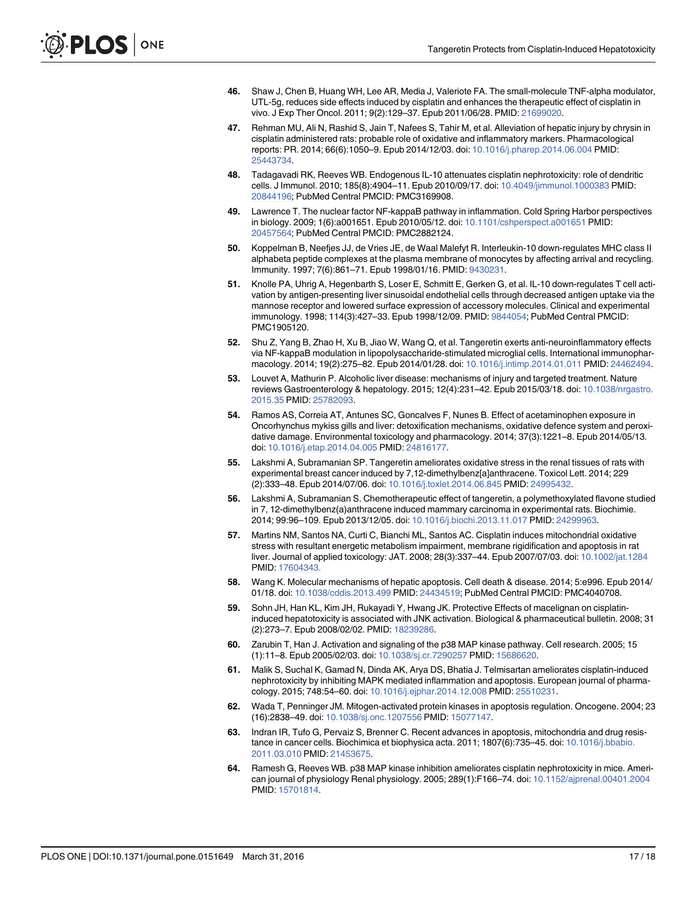46. Shaw J, Chen B, Huang WH, Lee AR, Media J, Valeriote FA. The small-molecule TNF-alpha modulator, UTL-5g, reduces side effects induced by cisplatin and enhances the therapeutic effect of cisplatin in vivo. J Exp Ther Oncol. 2011; 9(2):129–37. Epub 2011/06/28. PMID: 21699020.

47. Rehman MU, Ali N, Rashid S, Jain T, Nafees S, Tahir M, et al. Alleviation of hepatic injury by chrysin in cisplatin administered rats: probable role of oxidative and inflammatory markers. Pharmacological reports: PR. 2014; 66(6):1050–9. Epub 2014/12/03. doi: 10.1016/j.pharep.2014.06.004 PMID: 25443734.

48. Tadagavadi RK, Reeves WB. Endogenous IL-10 attenuates cisplatin nephrotoxicity: role of dendritic cells. J Immunol. 2010; 185(8):4904–11. Epub 2010/09/17. doi: 10.4049/jimmunol.1000383 PMID: 20844196; PubMed Central PMCID: PMC3169908.

49. Lawrence T. The nuclear factor NF-kappaB pathway in inflammation. Cold Spring Harbor perspectives in biology. 2009; 1(6):a001651. Epub 2010/05/12. doi: 10.1101/cshperspect.a001651 PMID: 20457564; PubMed Central PMCID: PMC2882124.

50. Koppelman B, Neefjes JJ, de Vries JE, de Waal Malefyt R. Interleukin-10 down-regulates MHC class II alphabeta peptide complexes at the plasma membrane of monocytes by affecting arrival and recycling. Immunity. 1997; 7(6):861–71. Epub 1998/01/16. PMID: 9430231.

51. Knolle PA, Uhrig A, Hegenbarth S, Loser E, Schmitt E, Gerken G, et al. IL-10 down-regulates T cell activation by antigen-presenting liver sinusoidal endothelial cells through decreased antigen uptake via the mannose receptor and lowered surface expression of accessory molecules. Clinical and experimental immunology. 1998; 114(3):427–33. Epub 1998/12/09. PMID: 9844054; PubMed Central PMCID: PMC1905120.

52. Shu Z, Yang B, Zhao H, Xu B, Jiao W, Wang Q, et al. Tangeretin exerts anti-neuroinflammatory effects via NF-kappaB modulation in lipopolysaccharide-stimulated microglial cells. International immunopharmacology. 2014; 19(2):275–82. Epub 2014/01/28. doi: 10.1016/j.intimp.2014.01.011 PMID: 24462494.

53. Louvet A, Mathurin P. Alcoholic liver disease: mechanisms of injury and targeted treatment. Nature reviews Gastroenterology & hepatology. 2015; 12(4):231–42. Epub 2015/03/18. doi: 10.1038/nrgastro.2015.35 PMID: 25782093.

54. Ramos AS, Correia AT, Antunes SC, Goncalves F, Nunes B. Effect of acetaminophen exposure in Oncorhynchus mykiss gills and liver: detoxification mechanisms, oxidative defence system and peroxidative damage. Environmental toxicology and pharmacology. 2014; 37(3):1221–8. Epub 2014/05/13. doi: 10.1016/j.etap.2014.04.005 PMID: 24816177.

55. Lakshmi A, Subramanian SP. Tangeretin ameliorates oxidative stress in the renal tissues of rats with experimental breast cancer induced by 7,12-dimethylbenz[a]anthracene. Toxicol Lett. 2014; 229 (2):333–48. Epub 2014/07/06. doi: 10.1016/j.toxlet.2014.06.845 PMID: 24995432.

56. Lakshmi A, Subramanian S. Chemotherapeutic effect of tangeretin, a polymethoxylated flavone studied in 7, 12-dimethylbenz(a)anthracene induced mammary carcinoma in experimental rats. Biochimie. 2014; 99:96–109. Epub 2013/12/05. doi: 10.1016/j.biochi.2013.11.017 PMID: 24299963.

57. Martins NM, Santos NA, Curti C, Bianchi ML, Santos AC. Cisplatin induces mitochondrial oxidative stress with resultant energetic metabolism impairment, membrane rigidification and apoptosis in rat liver. Journal of applied toxicology: JAT. 2008; 28(3):337–44. Epub 2007/07/03. doi: 10.1002/jat.1284 PMID: 17604343.

58. Wang K. Molecular mechanisms of hepatic apoptosis. Cell death & disease. 2014; 5:e996. Epub 2014/01/18. doi: 10.1038/cddis.2013.499 PMID: 24434519; PubMed Central PMCID: PMC4040708.

59. Sohn JH, Han KL, Kim JH, Rukayadi Y, Hwang JK. Protective Effects of macelignan on cisplatin-induced hepatotoxicity is associated with JNK activation. Biological & pharmaceutical bulletin. 2008; 31 (2):273–7. Epub 2008/02/02. PMID: 18239286.

60. Zarubin T, Han J. Activation and signaling of the p38 MAP kinase pathway. Cell research. 2005; 15 (1):11–8. Epub 2005/02/03. doi: 10.1038/sj.cr.7290257 PMID: 15686620.

61. Malik S, Suchal K, Gamad N, Dinda AK, Arya DS, Bhatia J. Telmisartan ameliorates cisplatin-induced nephrotoxicity by inhibiting MAPK mediated inflammation and apoptosis. European journal of pharmacology. 2015; 748:54–60. doi: 10.1016/j.ejphar.2014.12.008 PMID: 25510231.

62. Wada T, Penninger JM. Mitogen-activated protein kinases in apoptosis regulation. Oncogene. 2004; 23 (16):2838–49. doi: 10.1038/sj.onc.1207556 PMID: 15077147.

63. Indran IR, Tufo G, Pervaiz S, Brenner C. Recent advances in apoptosis, mitochondria and drug resistance in cancer cells. Biochimica et biophysica acta. 2011; 1807(6):735–45. doi: 10.1016/j.bbabio.2011.03.010 PMID: 21453675.

64. Ramesh G, Reeves WB. p38 MAP kinase inhibition ameliorates cisplatin nephrotoxicity in mice. American journal of physiology Renal physiology. 2005; 289(1):F166–74. doi: 10.1152/ajprenal.00401.2004 PMID: 15701814.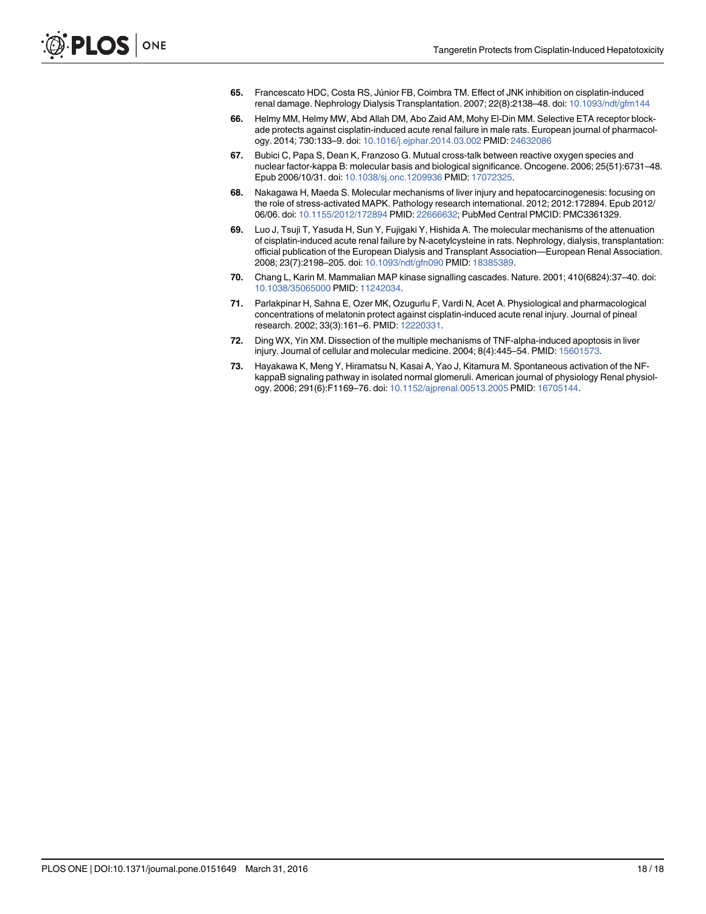65. Francescato HDC, Costa RS, Júnior FB, Coimbra TM. Effect of JNK inhibition on cisplatin-induced renal damage. Nephrology Dialysis Transplantation. 2007; 22(8):2138–48. doi: 10.1093/ndt/gfm144

66. Helmy MM, Helmy MW, Abd Allah DM, Abo Zaid AM, Mohy El-Din MM. Selective ETA receptor blockade protects against cisplatin-induced acute renal failure in male rats. European journal of pharmacology. 2014; 730:133–9. doi: 10.1016/j.ejphar.2014.03.002 PMID: 24632086

67. Bubici C, Papa S, Dean K, Franzoso G. Mutual cross-talk between reactive oxygen species and nuclear factor-kappa B: molecular basis and biological significance. Oncogene. 2006; 25(51):6731–48. Epub 2006/10/31. doi: 10.1038/sj.onc.1209936 PMID: 17072325.

68. Nakagawa H, Maeda S. Molecular mechanisms of liver injury and hepatocarcinogenesis: focusing on the role of stress-activated MAPK. Pathology research international. 2012; 2012:172894. Epub 2012/06/06. doi: 10.1155/2012/172894 PMID: 22666632; PubMed Central PMCID: PMC3361329.

69. Luo J, Tsuji T, Yasuda H, Sun Y, Fujigaki Y, Hishida A. The molecular mechanisms of the attenuation of cisplatin-induced acute renal failure by N-acetylcysteine in rats. Nephrology, dialysis, transplantation: official publication of the European Dialysis and Transplant Association—European Renal Association. 2008; 23(7):2198–205. doi: 10.1093/ndt/gfn090 PMID: 18385389.

70. Chang L, Karin M. Mammalian MAP kinase signalling cascades. Nature. 2001; 410(6824):37–40. doi: 10.1038/35065000 PMID: 11242034.

71. Parlakpinar H, Sahna E, Ozer MK, Ozugurlu F, Vardi N, Acet A. Physiological and pharmacological concentrations of melatonin protect against cisplatin-induced acute renal injury. Journal of pineal research. 2002; 33(3):161–6. PMID: 12220331.

72. Ding WX, Yin XM. Dissection of the multiple mechanisms of TNF-alpha-induced apoptosis in liver injury. Journal of cellular and molecular medicine. 2004; 8(4):445–54. PMID: 15601573.

73. Hayakawa K, Meng Y, Hiramatsu N, Kasai A, Yao J, Kitamura M. Spontaneous activation of the NF-kappaB signaling pathway in isolated normal glomeruli. American journal of physiology Renal physiology. 2006; 291(6):F1169–76. doi: 10.1152/ajprenal.00513.2005 PMID: 16705144.